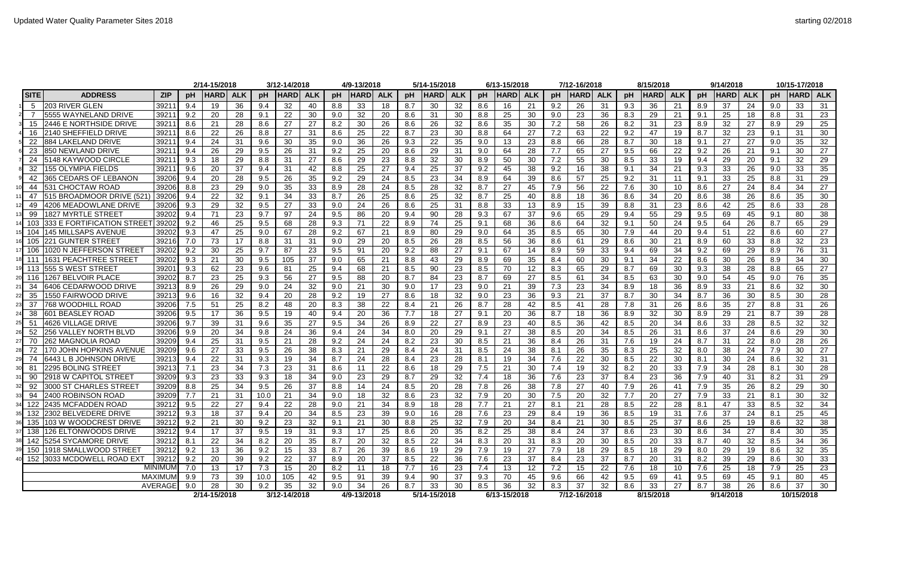Updated Water Quality Parameter Sites 2018

starting 02/2018

| | SITE | ADDRESS | ZIP | 2/14-15/2018 | | | 3/12-14/2018 | | | 4/9-13/2018 | | | 5/14-15/2018 | | | 6/13-15/2018 | | | 7/12-16/2018 | | | 8/15/2018 | | | 9/14/2018 | | | 10/15-17/2018 | | |
|---|---|---|---|---|---|---|---|---|---|---|---|---|---|---|---|---|---|---|---|---|---|---|---|---|---|---|---|---|---|---|
| | | | | pH | HARD | ALK | pH | HARD | ALK | pH | HARD | ALK | pH | HARD | ALK | pH | HARD | ALK | pH | HARD | ALK | pH | HARD | ALK | pH | HARD | ALK | pH | HARD | ALK |
| 1 | 5 | 203 RIVER GLEN | 39211 | 9.4 | 19 | 36 | 9.4 | 32 | 40 | 8.8 | 33 | 18 | 8.7 | 30 | 32 | 8.6 | 16 | 21 | 9.2 | 26 | 31 | 9.3 | 36 | 21 | 8.9 | 37 | 24 | 9.0 | 33 | 31 |
| 2 | 7 | 5555 WAYNELAND DRIVE | 39211 | 9.2 | 20 | 28 | 9.1 | 22 | 30 | 9.0 | 32 | 20 | 8.6 | 31 | 30 | 8.8 | 25 | 30 | 9.0 | 23 | 36 | 8.3 | 29 | 21 | 9.1 | 25 | 18 | 8.8 | 31 | 23 |
| 3 | 15 | 2446 E NORTHSIDE DRIVE | 39211 | 8.6 | 21 | 28 | 8.6 | 27 | 27 | 8.2 | 30 | 26 | 8.6 | 26 | 32 | 8.6 | 35 | 30 | 7.2 | 58 | 26 | 8.2 | 31 | 23 | 8.9 | 32 | 27 | 8.9 | 29 | 25 |
| 4 | 16 | 2140 SHEFFIELD DRIVE | 39211 | 8.6 | 22 | 26 | 8.8 | 27 | 31 | 8.6 | 25 | 22 | 8.7 | 23 | 30 | 8.8 | 64 | 27 | 7.2 | 63 | 22 | 9.2 | 47 | 19 | 8.7 | 32 | 23 | 9.1 | 31 | 30 |
| 5 | 22 | 884 LAKELAND DRIVE | 39211 | 9.4 | 24 | 31 | 9.6 | 30 | 35 | 9.0 | 36 | 26 | 9.3 | 22 | 35 | 9.0 | 13 | 23 | 8.8 | 66 | 28 | 8.7 | 30 | 18 | 9.1 | 27 | 27 | 9.0 | 35 | 32 |
| 6 | 23 | 850 NEWLAND DRIVE | 39211 | 9.4 | 26 | 29 | 9.5 | 26 | 31 | 9.2 | 25 | 20 | 8.6 | 29 | 31 | 9.0 | 64 | 28 | 7.7 | 65 | 27 | 9.5 | 66 | 22 | 9.2 | 26 | 21 | 9.1 | 30 | 27 |
| 7 | 24 | 5148 KAYWOOD CIRCLE | 39211 | 9.3 | 18 | 29 | 8.8 | 31 | 27 | 8.6 | 29 | 23 | 8.8 | 32 | 30 | 8.9 | 50 | 30 | 7.2 | 55 | 30 | 8.5 | 33 | 19 | 9.4 | 29 | 20 | 9.1 | 32 | 29 |
| 8 | 32 | 155 OLYMPIA FIELDS | 39211 | 9.6 | 20 | 37 | 9.4 | 31 | 42 | 8.8 | 25 | 27 | 9.4 | 25 | 37 | 9.2 | 45 | 38 | 9.2 | 16 | 38 | 9.1 | 34 | 21 | 9.3 | 33 | 26 | 9.0 | 33 | 35 |
| 9 | 42 | 365 CEDARS OF LEBANON | 39206 | 9.4 | 20 | 28 | 9.5 | 26 | 35 | 9.2 | 29 | 24 | 8.5 | 23 | 34 | 8.9 | 64 | 39 | 8.6 | 57 | 25 | 9.2 | 31 | 11 | 9.1 | 33 | 25 | 8.8 | 31 | 29 |
| 10 | 44 | 531 CHOCTAW ROAD | 39206 | 8.8 | 23 | 29 | 9.0 | 35 | 33 | 8.9 | 28 | 24 | 8.5 | 28 | 32 | 8.7 | 27 | 45 | 7.9 | 56 | 22 | 7.6 | 30 | 10 | 8.6 | 27 | 24 | 8.4 | 34 | 27 |
| 11 | 47 | 515 BROADMOOR DRIVE (521) | 39206 | 9.4 | 22 | 32 | 9.1 | 34 | 33 | 8.7 | 26 | 25 | 8.6 | 25 | 32 | 8.7 | 25 | 40 | 8.8 | 18 | 36 | 8.6 | 34 | 20 | 8.6 | 38 | 26 | 8.6 | 35 | 30 |
| 12 | 49 | 4206 MEADOWLANE DRIVE | 39206 | 9.3 | 29 | 32 | 9.5 | 27 | 33 | 9.0 | 24 | 26 | 8.6 | 25 | 31 | 8.8 | 33 | 13 | 8.9 | 15 | 39 | 8.8 | 31 | 23 | 8.6 | 42 | 25 | 8.6 | 33 | 28 |
| 13 | 99 | 1827 MYRTLE STREET | 39202 | 9.4 | 71 | 23 | 9.7 | 97 | 24 | 9.5 | 86 | 20 | 9.4 | 90 | 28 | 9.3 | 67 | 37 | 9.6 | 65 | 29 | 9.4 | 55 | 29 | 9.5 | 69 | 45 | 9.1 | 80 | 38 |
| 14 | 103 | 333 E FORTIFICATION STREET | 39202 | 9.2 | 46 | 25 | 9.5 | 68 | 28 | 9.3 | 71 | 22 | 8.9 | 74 | 25 | 9.1 | 68 | 36 | 8.6 | 64 | 32 | 9.1 | 50 | 24 | 9.5 | 64 | 26 | 8.7 | 65 | 29 |
| 15 | 104 | 145 MILLSAPS AVENUE | 39202 | 9.3 | 47 | 25 | 9.0 | 67 | 28 | 9.2 | 67 | 21 | 8.9 | 80 | 29 | 9.0 | 64 | 35 | 8.5 | 65 | 30 | 7.9 | 44 | 20 | 9.4 | 51 | 22 | 8.6 | 60 | 27 |
| 16 | 105 | 221 GUNTER STREET | 39216 | 7.0 | 73 | 17 | 8.8 | 31 | 31 | 9.0 | 29 | 20 | 8.5 | 26 | 28 | 8.5 | 56 | 36 | 8.6 | 61 | 29 | 8.6 | 30 | 21 | 8.9 | 60 | 33 | 8.8 | 32 | 23 |
| 17 | 106 | 1020 N JEFFERSON STREET | 39202 | 9.2 | 30 | 25 | 9.7 | 87 | 23 | 9.5 | 91 | 20 | 9.2 | 88 | 27 | 9.1 | 67 | 14 | 8.9 | 59 | 33 | 9.4 | 69 | 34 | 9.2 | 69 | 29 | 8.9 | 76 | 31 |
| 18 | 111 | 1631 PEACHTREE STREET | 39202 | 9.3 | 21 | 30 | 9.5 | 105 | 37 | 9.0 | 65 | 21 | 8.8 | 43 | 29 | 8.9 | 69 | 35 | 8.4 | 60 | 30 | 9.1 | 34 | 22 | 8.6 | 30 | 26 | 8.9 | 34 | 30 |
| 19 | 113 | 555 S WEST STREET | 39201 | 9.3 | 62 | 23 | 9.6 | 81 | 25 | 9.4 | 68 | 21 | 8.5 | 90 | 23 | 8.5 | 70 | 12 | 8.3 | 65 | 29 | 8.7 | 69 | 30 | 9.3 | 38 | 28 | 8.8 | 65 | 27 |
| 20 | 116 | 1267 BELVOIR PLACE | 39202 | 8.7 | 23 | 25 | 9.3 | 56 | 27 | 9.5 | 88 | 20 | 8.7 | 84 | 23 | 8.7 | 69 | 27 | 8.5 | 61 | 34 | 8.5 | 63 | 30 | 9.0 | 54 | 45 | 9.0 | 76 | 35 |
| 21 | 34 | 6406 CEDARWOOD DRIVE | 39213 | 8.9 | 26 | 29 | 9.0 | 24 | 32 | 9.0 | 21 | 30 | 9.0 | 17 | 23 | 9.0 | 21 | 39 | 7.3 | 23 | 34 | 8.9 | 18 | 36 | 8.9 | 33 | 21 | 8.6 | 32 | 30 |
| 22 | 35 | 1550 FAIRWOOD DRIVE | 39213 | 9.6 | 16 | 32 | 9.4 | 20 | 28 | 9.2 | 19 | 27 | 8.6 | 18 | 32 | 9.0 | 23 | 36 | 9.3 | 21 | 37 | 8.7 | 30 | 34 | 8.7 | 36 | 30 | 8.5 | 30 | 28 |
| 23 | 37 | 768 WOODHILL ROAD | 39206 | 7.5 | 51 | 25 | 8.2 | 48 | 20 | 8.3 | 38 | 22 | 8.4 | 21 | 26 | 8.7 | 28 | 42 | 8.5 | 41 | 28 | 7.8 | 31 | 26 | 8.6 | 35 | 27 | 8.8 | 31 | 26 |
| 24 | 38 | 601 BEASLEY ROAD | 39206 | 9.5 | 17 | 36 | 9.5 | 19 | 40 | 9.4 | 20 | 36 | 7.7 | 18 | 27 | 9.1 | 20 | 36 | 8.7 | 18 | 36 | 8.9 | 32 | 30 | 8.9 | 29 | 21 | 8.7 | 39 | 28 |
| 25 | 51 | 4626 VILLAGE DRIVE | 39206 | 9.7 | 39 | 31 | 9.6 | 35 | 27 | 9.5 | 34 | 26 | 8.9 | 22 | 27 | 8.9 | 23 | 40 | 8.5 | 36 | 42 | 8.5 | 20 | 34 | 8.6 | 33 | 28 | 8.5 | 32 | 32 |
| 26 | 52 | 256 VALLEY NORTH BLVD | 39206 | 9.9 | 20 | 34 | 9.8 | 24 | 36 | 9.4 | 24 | 34 | 8.0 | 20 | 29 | 9.1 | 27 | 38 | 8.5 | 20 | 34 | 8.5 | 26 | 31 | 8.6 | 37 | 24 | 8.6 | 29 | 30 |
| 27 | 70 | 262 MAGNOLIA ROAD | 39209 | 9.4 | 25 | 31 | 9.5 | 21 | 28 | 9.2 | 24 | 24 | 8.2 | 23 | 30 | 8.5 | 21 | 36 | 8.4 | 26 | 31 | 7.6 | 19 | 24 | 8.7 | 31 | 22 | 8.0 | 28 | 26 |
| 28 | 72 | 170 JOHN HOPKINS AVENUE | 39209 | 9.6 | 27 | 33 | 9.5 | 26 | 38 | 8.3 | 21 | 29 | 8.4 | 24 | 31 | 8.5 | 24 | 38 | 8.1 | 26 | 35 | 8.3 | 25 | 32 | 8.0 | 38 | 24 | 7.9 | 30 | 27 |
| 29 | 74 | 6443 L B JOHNSON DRIVE | 39213 | 9.4 | 22 | 31 | 9.3 | 19 | 34 | 8.7 | 24 | 28 | 8.4 | 23 | 28 | 8.1 | 19 | 34 | 7.6 | 22 | 30 | 8.5 | 22 | 30 | 8.1 | 30 | 24 | 8.6 | 32 | 31 |
| 30 | 81 | 2295 BOLING STREET | 39213 | 7.1 | 23 | 34 | 7.3 | 23 | 31 | 8.6 | 11 | 22 | 8.6 | 18 | 29 | 7.5 | 21 | 30 | 7.4 | 19 | 32 | 8.2 | 20 | 33 | 7.9 | 34 | 28 | 8.1 | 30 | 28 |
| 31 | 90 | 2918 W CAPITOL STREET | 39209 | 9.3 | 23 | 33 | 9.3 | 18 | 34 | 9.0 | 23 | 29 | 8.7 | 29 | 32 | 7.4 | 18 | 36 | 7.6 | 23 | 37 | 8.4 | 23 | 36 | 7.9 | 40 | 31 | 8.2 | 31 | 29 |
| 32 | 92 | 3000 ST CHARLES STREET | 39209 | 8.8 | 25 | 34 | 9.5 | 26 | 37 | 8.8 | 14 | 24 | 8.5 | 20 | 28 | 7.8 | 26 | 38 | 7.8 | 27 | 40 | 7.9 | 26 | 41 | 7.9 | 35 | 26 | 8.2 | 29 | 30 |
| 33 | 94 | 2400 ROBINSON ROAD | 39209 | 7.7 | 21 | 31 | 10.0 | 21 | 34 | 9.0 | 18 | 32 | 8.6 | 23 | 32 | 7.9 | 20 | 30 | 7.5 | 20 | 32 | 7.7 | 20 | 27 | 7.9 | 33 | 21 | 8.1 | 30 | 32 |
| 34 | 122 | 2435 MCFADDEN ROAD | 39212 | 9.5 | 22 | 27 | 9.4 | 22 | 28 | 9.0 | 21 | 34 | 8.9 | 18 | 28 | 7.7 | 21 | 27 | 8.1 | 21 | 28 | 8.5 | 22 | 28 | 8.1 | 47 | 33 | 8.5 | 32 | 34 |
| 35 | 132 | 2302 BELVEDERE DRIVE | 39212 | 9.3 | 18 | 37 | 9.4 | 20 | 34 | 8.5 | 23 | 39 | 9.0 | 16 | 28 | 7.6 | 23 | 29 | 8.4 | 19 | 36 | 8.5 | 19 | 31 | 7.6 | 37 | 24 | 8.1 | 25 | 45 |
| 36 | 135 | 103 W WOODCREST DRIVE | 39212 | 9.2 | 21 | 30 | 9.2 | 23 | 32 | 9.1 | 21 | 30 | 8.8 | 25 | 32 | 7.9 | 20 | 34 | 8.4 | 21 | 30 | 8.5 | 25 | 37 | 8.6 | 25 | 19 | 8.6 | 32 | 38 |
| 37 | 138 | 126 ELTONWOODS DRIVE | 39212 | 9.4 | 17 | 37 | 9.5 | 19 | 31 | 9.3 | 17 | 25 | 8.6 | 20 | 35 | 8.2 | 25 | 38 | 8.4 | 24 | 37 | 8.6 | 23 | 30 | 8.6 | 34 | 27 | 8.4 | 30 | 35 |
| 38 | 142 | 5254 SYCAMORE DRIVE | 39212 | 8.1 | 22 | 34 | 8.2 | 20 | 35 | 8.7 | 20 | 32 | 8.5 | 22 | 34 | 8.3 | 20 | 31 | 8.3 | 20 | 30 | 8.5 | 20 | 33 | 8.7 | 40 | 32 | 8.5 | 34 | 36 |
| 39 | 150 | 1918 SMALLWOOD STREET | 39212 | 9.2 | 13 | 36 | 9.2 | 15 | 33 | 8.7 | 26 | 39 | 8.6 | 19 | 29 | 7.9 | 19 | 27 | 7.9 | 18 | 29 | 8.5 | 18 | 29 | 8.0 | 29 | 19 | 8.6 | 32 | 35 |
| 40 | 152 | 3033 MCDOWELL ROAD EXT | 39212 | 9.2 | 20 | 39 | 9.2 | 22 | 37 | 8.9 | 20 | 37 | 8.5 | 22 | 36 | 7.6 | 23 | 37 | 8.4 | 23 | 37 | 8.7 | 20 | 31 | 8.2 | 39 | 29 | 8.6 | 30 | 33 |
| | | | MINIMUM | 7.0 | 13 | 17 | 7.3 | 15 | 20 | 8.2 | 11 | 18 | 7.7 | 16 | 23 | 7.4 | 13 | 12 | 7.2 | 15 | 22 | 7.6 | 18 | 10 | 7.6 | 25 | 18 | 7.9 | 25 | 23 |
| | | | MAXIMUM | 9.9 | 73 | 39 | 10.0 | 105 | 42 | 9.5 | 91 | 39 | 9.4 | 90 | 37 | 9.3 | 70 | 45 | 9.6 | 66 | 42 | 9.5 | 69 | 41 | 9.5 | 69 | 45 | 9.1 | 80 | 45 |
| | | | AVERAGE | 9.0 | 28 | 30 | 9.2 | 35 | 32 | 9.0 | 34 | 26 | 8.7 | 33 | 30 | 8.5 | 36 | 32 | 8.3 | 37 | 32 | 8.6 | 33 | 27 | 8.7 | 38 | 26 | 8.6 | 37 | 30 |
| | | | | 2/14-15/2018 | | | 3/12-14/2018 | | | 4/9-13/2018 | | | 5/14-15/2018 | | | 6/13-15/2018 | | | 7/12-16/2018 | | | 8/15/2018 | | | 9/14/2018 | | | 10/15/2018 | | |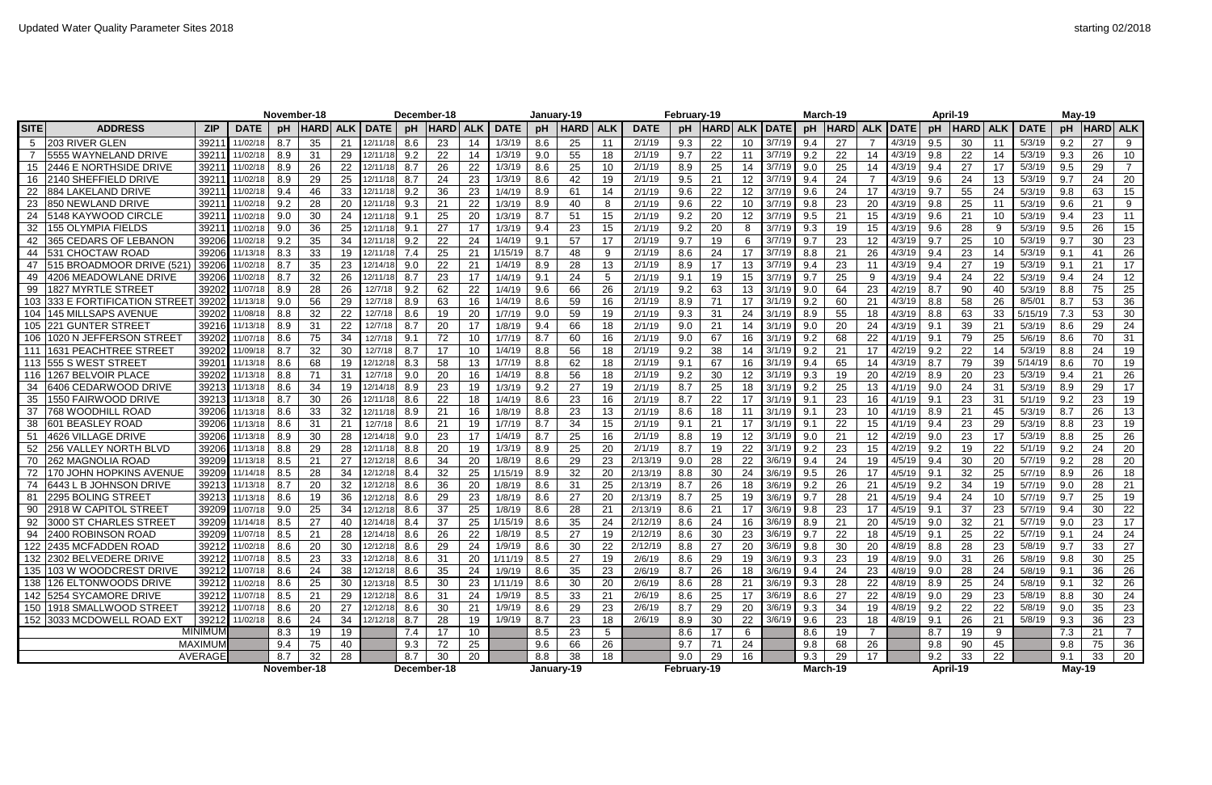Updated Water Quality Parameter Sites 2018

starting 02/2018

| | | | November-18 | | | | December-18 | | | | January-19 | | | | February-19 | | | | March-19 | | | | April-19 | | | | May-19 | | | |
|---|---|---|---|---|---|---|---|---|---|---|---|---|---|---|---|---|---|---|---|---|---|---|---|---|---|---|---|---|---|---|
| SITE | ADDRESS | ZIP | DATE | pH | HARD | ALK | DATE | pH | HARD | ALK | DATE | pH | HARD | ALK | DATE | pH | HARD | ALK | DATE | pH | HARD | ALK | DATE | pH | HARD | ALK | DATE | pH | HARD | ALK |
| 5 | 203 RIVER GLEN | 39211 | 11/02/18 | 8.7 | 35 | 21 | 12/11/18 | 8.6 | 23 | 14 | 1/3/19 | 8.6 | 25 | 11 | 2/1/19 | 9.3 | 22 | 10 | 3/7/19 | 9.4 | 27 | 7 | 4/3/19 | 9.5 | 30 | 11 | 5/3/19 | 9.2 | 27 | 9 |
| 7 | 5555 WAYNELAND DRIVE | 39211 | 11/02/18 | 8.9 | 31 | 29 | 12/11/18 | 9.2 | 22 | 14 | 1/3/19 | 9.0 | 55 | 18 | 2/1/19 | 9.7 | 22 | 11 | 3/7/19 | 9.2 | 22 | 14 | 4/3/19 | 9.8 | 22 | 14 | 5/3/19 | 9.3 | 26 | 10 |
| 15 | 2446 E NORTHSIDE DRIVE | 39211 | 11/02/18 | 8.9 | 26 | 22 | 12/11/18 | 8.7 | 26 | 22 | 1/3/19 | 8.6 | 25 | 10 | 2/1/19 | 8.9 | 25 | 14 | 3/7/19 | 9.0 | 25 | 14 | 4/3/19 | 9.4 | 27 | 17 | 5/3/19 | 9.5 | 29 | 7 |
| 16 | 2140 SHEFFIELD DRIVE | 39211 | 11/02/18 | 8.9 | 29 | 25 | 12/11/18 | 8.7 | 24 | 23 | 1/3/19 | 8.6 | 42 | 19 | 2/1/19 | 9.5 | 21 | 12 | 3/7/19 | 9.4 | 24 | 7 | 4/3/19 | 9.6 | 24 | 13 | 5/3/19 | 9.7 | 24 | 20 |
| 22 | 884 LAKELAND DRIVE | 39211 | 11/02/18 | 9.4 | 46 | 33 | 12/11/18 | 9.2 | 36 | 23 | 1/4/19 | 8.9 | 61 | 14 | 2/1/19 | 9.6 | 22 | 12 | 3/7/19 | 9.6 | 24 | 17 | 4/3/19 | 9.7 | 55 | 24 | 5/3/19 | 9.8 | 63 | 15 |
| 23 | 850 NEWLAND DRIVE | 39211 | 11/02/18 | 9.2 | 28 | 20 | 12/11/18 | 9.3 | 21 | 22 | 1/3/19 | 8.9 | 40 | 8 | 2/1/19 | 9.6 | 22 | 10 | 3/7/19 | 9.8 | 23 | 20 | 4/3/19 | 9.8 | 25 | 11 | 5/3/19 | 9.6 | 21 | 9 |
| 24 | 5148 KAYWOOD CIRCLE | 39211 | 11/02/18 | 9.0 | 30 | 24 | 12/11/18 | 9.1 | 25 | 20 | 1/3/19 | 8.7 | 51 | 15 | 2/1/19 | 9.2 | 20 | 12 | 3/7/19 | 9.5 | 21 | 15 | 4/3/19 | 9.6 | 21 | 10 | 5/3/19 | 9.4 | 23 | 11 |
| 32 | 155 OLYMPIA FIELDS | 39211 | 11/02/18 | 9.0 | 36 | 25 | 12/11/18 | 9.1 | 27 | 17 | 1/3/19 | 9.4 | 23 | 15 | 2/1/19 | 9.2 | 20 | 8 | 3/7/19 | 9.3 | 19 | 15 | 4/3/19 | 9.6 | 28 | 9 | 5/3/19 | 9.5 | 26 | 15 |
| 42 | 365 CEDARS OF LEBANON | 39206 | 11/02/18 | 9.2 | 35 | 34 | 12/11/18 | 9.2 | 22 | 24 | 1/4/19 | 9.1 | 57 | 17 | 2/1/19 | 9.7 | 19 | 6 | 3/7/19 | 9.7 | 23 | 12 | 4/3/19 | 9.7 | 25 | 10 | 5/3/19 | 9.7 | 30 | 23 |
| 44 | 531 CHOCTAW ROAD | 39206 | 11/13/18 | 8.3 | 33 | 19 | 12/11/18 | 7.4 | 25 | 21 | 1/15/19 | 8.7 | 48 | 9 | 2/1/19 | 8.6 | 24 | 17 | 3/7/19 | 8.8 | 21 | 26 | 4/3/19 | 9.4 | 23 | 14 | 5/3/19 | 9.1 | 41 | 26 |
| 47 | 515 BROADMOOR DRIVE (521) | 39206 | 11/02/18 | 8.7 | 35 | 23 | 12/14/18 | 9.0 | 22 | 21 | 1/4/19 | 8.9 | 28 | 13 | 2/1/19 | 8.9 | 17 | 13 | 3/7/19 | 9.4 | 23 | 11 | 4/3/19 | 9.4 | 27 | 19 | 5/3/19 | 9.1 | 21 | 17 |
| 49 | 4206 MEADOWLANE DRIVE | 39206 | 11/02/18 | 8.7 | 32 | 26 | 12/11/18 | 8.7 | 23 | 17 | 1/4/19 | 9.1 | 24 | 5 | 2/1/19 | 9.1 | 19 | 15 | 3/7/19 | 9.7 | 25 | 9 | 4/3/19 | 9.4 | 24 | 22 | 5/3/19 | 9.4 | 24 | 12 |
| 99 | 1827 MYRTLE STREET | 39202 | 11/07/18 | 8.9 | 28 | 26 | 12/7/18 | 9.2 | 62 | 22 | 1/4/19 | 9.6 | 66 | 26 | 2/1/19 | 9.2 | 63 | 13 | 3/1/19 | 9.0 | 64 | 23 | 4/2/19 | 8.7 | 90 | 40 | 5/3/19 | 8.8 | 75 | 25 |
| 103 | 333 E FORTIFICATION STREET | 39202 | 11/13/18 | 9.0 | 56 | 29 | 12/7/18 | 8.9 | 63 | 16 | 1/4/19 | 8.6 | 59 | 16 | 2/1/19 | 8.9 | 71 | 17 | 3/1/19 | 9.2 | 60 | 21 | 4/3/19 | 8.8 | 58 | 26 | 8/5/01 | 8.7 | 53 | 36 |
| 104 | 145 MILLSAPS AVENUE | 39202 | 11/08/18 | 8.8 | 32 | 22 | 12/7/18 | 8.6 | 19 | 20 | 1/7/19 | 9.0 | 59 | 19 | 2/1/19 | 9.3 | 31 | 24 | 3/1/19 | 8.9 | 55 | 18 | 4/3/19 | 8.8 | 63 | 33 | 5/15/19 | 7.3 | 53 | 30 |
| 105 | 221 GUNTER STREET | 39216 | 11/13/18 | 8.9 | 31 | 22 | 12/7/18 | 8.7 | 20 | 17 | 1/8/19 | 9.4 | 66 | 18 | 2/1/19 | 9.0 | 21 | 14 | 3/1/19 | 9.0 | 20 | 24 | 4/3/19 | 9.1 | 39 | 21 | 5/3/19 | 8.6 | 29 | 24 |
| 106 | 1020 N JEFFERSON STREET | 39202 | 11/07/18 | 8.6 | 75 | 34 | 12/7/18 | 9.1 | 72 | 10 | 1/7/19 | 8.7 | 60 | 16 | 2/1/19 | 9.0 | 67 | 16 | 3/1/19 | 9.2 | 68 | 22 | 4/1/19 | 9.1 | 79 | 25 | 5/6/19 | 8.6 | 70 | 31 |
| 111 | 1631 PEACHTREE STREET | 39202 | 11/09/18 | 8.7 | 32 | 30 | 12/7/18 | 8.7 | 17 | 10 | 1/4/19 | 8.8 | 56 | 18 | 2/1/19 | 9.2 | 38 | 14 | 3/1/19 | 9.2 | 21 | 17 | 4/2/19 | 9.2 | 22 | 14 | 5/3/19 | 8.8 | 24 | 19 |
| 113 | 555 S WEST STREET | 39201 | 11/13/18 | 8.6 | 68 | 19 | 12/12/18 | 8.3 | 58 | 13 | 1/7/19 | 8.8 | 62 | 18 | 2/1/19 | 9.1 | 67 | 16 | 3/1/19 | 9.4 | 65 | 14 | 4/3/19 | 8.7 | 79 | 39 | 5/14/19 | 8.6 | 70 | 19 |
| 116 | 1267 BELVOIR PLACE | 39202 | 11/13/18 | 8.8 | 71 | 31 | 12/7/18 | 9.0 | 20 | 16 | 1/4/19 | 8.8 | 56 | 18 | 2/1/19 | 9.2 | 30 | 12 | 3/1/19 | 9.3 | 19 | 20 | 4/2/19 | 8.9 | 20 | 23 | 5/3/19 | 9.4 | 21 | 26 |
| 34 | 6406 CEDARWOOD DRIVE | 39213 | 11/13/18 | 8.6 | 34 | 19 | 12/14/18 | 8.9 | 23 | 19 | 1/3/19 | 9.2 | 27 | 19 | 2/1/19 | 8.7 | 25 | 18 | 3/1/19 | 9.2 | 25 | 13 | 4/1/19 | 9.0 | 24 | 31 | 5/3/19 | 8.9 | 29 | 17 |
| 35 | 1550 FAIRWOOD DRIVE | 39213 | 11/13/18 | 8.7 | 30 | 26 | 12/11/18 | 8.6 | 22 | 18 | 1/4/19 | 8.6 | 23 | 16 | 2/1/19 | 8.7 | 22 | 17 | 3/1/19 | 9.1 | 23 | 16 | 4/1/19 | 9.1 | 23 | 31 | 5/1/19 | 9.2 | 23 | 19 |
| 37 | 768 WOODHILL ROAD | 39206 | 11/13/18 | 8.6 | 33 | 32 | 12/11/18 | 8.9 | 21 | 16 | 1/8/19 | 8.8 | 23 | 13 | 2/1/19 | 8.6 | 18 | 11 | 3/1/19 | 9.1 | 23 | 10 | 4/1/19 | 8.9 | 21 | 45 | 5/3/19 | 8.7 | 26 | 13 |
| 38 | 601 BEASLEY ROAD | 39206 | 11/13/18 | 8.6 | 31 | 21 | 12/7/18 | 8.6 | 21 | 19 | 1/7/19 | 8.7 | 34 | 15 | 2/1/19 | 9.1 | 21 | 17 | 3/1/19 | 9.1 | 22 | 15 | 4/1/19 | 9.4 | 23 | 29 | 5/3/19 | 8.8 | 23 | 19 |
| 51 | 4626 VILLAGE DRIVE | 39206 | 11/13/18 | 8.9 | 30 | 28 | 12/14/18 | 9.0 | 23 | 17 | 1/4/19 | 8.7 | 25 | 16 | 2/1/19 | 8.8 | 19 | 12 | 3/1/19 | 9.0 | 21 | 12 | 4/2/19 | 9.0 | 23 | 17 | 5/3/19 | 8.8 | 25 | 26 |
| 52 | 256 VALLEY NORTH BLVD | 39206 | 11/13/18 | 8.8 | 29 | 28 | 12/11/18 | 8.8 | 20 | 19 | 1/3/19 | 8.9 | 25 | 20 | 2/1/19 | 8.7 | 19 | 22 | 3/1/19 | 9.2 | 23 | 15 | 4/2/19 | 9.2 | 19 | 22 | 5/1/19 | 9.2 | 24 | 20 |
| 70 | 262 MAGNOLIA ROAD | 39209 | 11/13/18 | 8.5 | 21 | 27 | 12/12/18 | 8.6 | 34 | 20 | 1/8/19 | 8.6 | 29 | 23 | 2/13/19 | 9.0 | 28 | 22 | 3/6/19 | 9.4 | 24 | 19 | 4/5/19 | 9.4 | 30 | 20 | 5/7/19 | 9.2 | 28 | 20 |
| 72 | 170 JOHN HOPKINS AVENUE | 39209 | 11/14/18 | 8.5 | 28 | 34 | 12/12/18 | 8.4 | 32 | 25 | 1/15/19 | 8.9 | 32 | 20 | 2/13/19 | 8.8 | 30 | 24 | 3/6/19 | 9.5 | 26 | 17 | 4/5/19 | 9.1 | 32 | 25 | 5/7/19 | 8.9 | 26 | 18 |
| 74 | 6443 L B JOHNSON DRIVE | 39213 | 11/13/18 | 8.7 | 20 | 32 | 12/12/18 | 8.6 | 36 | 20 | 1/8/19 | 8.6 | 31 | 25 | 2/13/19 | 8.7 | 26 | 18 | 3/6/19 | 9.2 | 26 | 21 | 4/5/19 | 9.2 | 34 | 19 | 5/7/19 | 9.0 | 28 | 21 |
| 81 | 2295 BOLING STREET | 39213 | 11/13/18 | 8.6 | 19 | 36 | 12/12/18 | 8.6 | 29 | 23 | 1/8/19 | 8.6 | 27 | 20 | 2/13/19 | 8.7 | 25 | 19 | 3/6/19 | 9.7 | 28 | 21 | 4/5/19 | 9.4 | 24 | 10 | 5/7/19 | 9.7 | 25 | 19 |
| 90 | 2918 W CAPITOL STREET | 39209 | 11/07/18 | 9.0 | 25 | 34 | 12/12/18 | 8.6 | 37 | 25 | 1/8/19 | 8.6 | 28 | 21 | 2/13/19 | 8.6 | 21 | 17 | 3/6/19 | 9.8 | 23 | 17 | 4/5/19 | 9.1 | 37 | 23 | 5/7/19 | 9.4 | 30 | 22 |
| 92 | 3000 ST CHARLES STREET | 39209 | 11/14/18 | 8.5 | 27 | 40 | 12/12/18 | 8.4 | 37 | 25 | 1/15/19 | 8.6 | 35 | 24 | 2/12/19 | 8.6 | 24 | 16 | 3/6/19 | 8.9 | 21 | 20 | 4/5/19 | 9.0 | 32 | 21 | 5/7/19 | 9.0 | 23 | 17 |
| 94 | 2400 ROBINSON ROAD | 39209 | 11/07/18 | 8.5 | 21 | 28 | 12/14/18 | 8.6 | 26 | 22 | 1/8/19 | 8.5 | 27 | 19 | 2/12/19 | 8.6 | 30 | 23 | 3/6/19 | 9.7 | 22 | 18 | 4/5/19 | 9.1 | 25 | 22 | 5/7/19 | 9.1 | 24 | 24 |
| 122 | 2435 MCFADDEN ROAD | 39212 | 11/02/18 | 8.6 | 20 | 30 | 12/12/18 | 8.6 | 29 | 24 | 1/9/19 | 8.6 | 30 | 22 | 2/12/19 | 8.8 | 27 | 20 | 3/6/19 | 9.8 | 30 | 20 | 4/8/19 | 8.8 | 28 | 23 | 5/8/19 | 9.7 | 33 | 27 |
| 132 | 2302 BELVEDERE DRIVE | 39212 | 11/07/18 | 8.5 | 23 | 33 | 12/12/18 | 8.6 | 31 | 20 | 1/11/19 | 8.5 | 27 | 19 | 2/6/19 | 8.6 | 29 | 19 | 3/6/19 | 9.3 | 23 | 19 | 4/8/19 | 9.0 | 31 | 26 | 5/8/19 | 9.8 | 30 | 25 |
| 135 | 103 W WOODCREST DRIVE | 39212 | 11/07/18 | 8.6 | 24 | 38 | 12/12/18 | 8.6 | 35 | 24 | 1/9/19 | 8.6 | 35 | 23 | 2/6/19 | 8.7 | 26 | 18 | 3/6/19 | 9.4 | 24 | 23 | 4/8/19 | 9.0 | 28 | 24 | 5/8/19 | 9.1 | 36 | 26 |
| 138 | 126 ELTONWOODS DRIVE | 39212 | 11/02/18 | 8.6 | 25 | 30 | 12/13/18 | 8.5 | 30 | 23 | 1/11/19 | 8.6 | 30 | 20 | 2/6/19 | 8.6 | 28 | 21 | 3/6/19 | 9.3 | 28 | 22 | 4/8/19 | 8.9 | 25 | 24 | 5/8/19 | 9.1 | 32 | 26 |
| 142 | 5254 SYCAMORE DRIVE | 39212 | 11/07/18 | 8.5 | 21 | 29 | 12/12/18 | 8.6 | 31 | 24 | 1/9/19 | 8.5 | 33 | 21 | 2/6/19 | 8.6 | 25 | 17 | 3/6/19 | 8.6 | 27 | 22 | 4/8/19 | 9.0 | 29 | 23 | 5/8/19 | 8.8 | 30 | 24 |
| 150 | 1918 SMALLWOOD STREET | 39212 | 11/07/18 | 8.6 | 20 | 27 | 12/12/18 | 8.6 | 30 | 21 | 1/9/19 | 8.6 | 29 | 23 | 2/6/19 | 8.7 | 29 | 20 | 3/6/19 | 9.3 | 34 | 19 | 4/8/19 | 9.2 | 22 | 22 | 5/8/19 | 9.0 | 35 | 23 |
| 152 | 3033 MCDOWELL ROAD EXT | 39212 | 11/02/18 | 8.6 | 24 | 34 | 12/12/18 | 8.7 | 28 | 19 | 1/9/19 | 8.7 | 23 | 18 | 2/6/19 | 8.9 | 30 | 22 | 3/6/19 | 9.6 | 23 | 18 | 4/8/19 | 9.1 | 26 | 21 | 5/8/19 | 9.3 | 36 | 23 |
| | | MINIMUM | | 8.3 | 19 | 19 | | 7.4 | 17 | 10 | | 8.5 | 23 | 5 | | 8.6 | 17 | 6 | | 8.6 | 19 | 7 | | 8.7 | 19 | 9 | | 7.3 | 21 | 7 |
| | | MAXIMUM | | 9.4 | 75 | 40 | | 9.3 | 72 | 25 | | 9.6 | 66 | 26 | | 9.7 | 71 | 24 | | 9.8 | 68 | 26 | | 9.8 | 90 | 45 | | 9.8 | 75 | 36 |
| | | AVERAGE | | 8.7 | 32 | 28 | | 8.7 | 30 | 20 | | 8.8 | 38 | 18 | | 9.0 | 29 | 16 | | 9.3 | 29 | 17 | | 9.2 | 33 | 22 | | 9.1 | 33 | 20 |
| | | | November-18 | | | | December-18 | | | | January-19 | | | | February-19 | | | | March-19 | | | | April-19 | | | | May-19 | | | |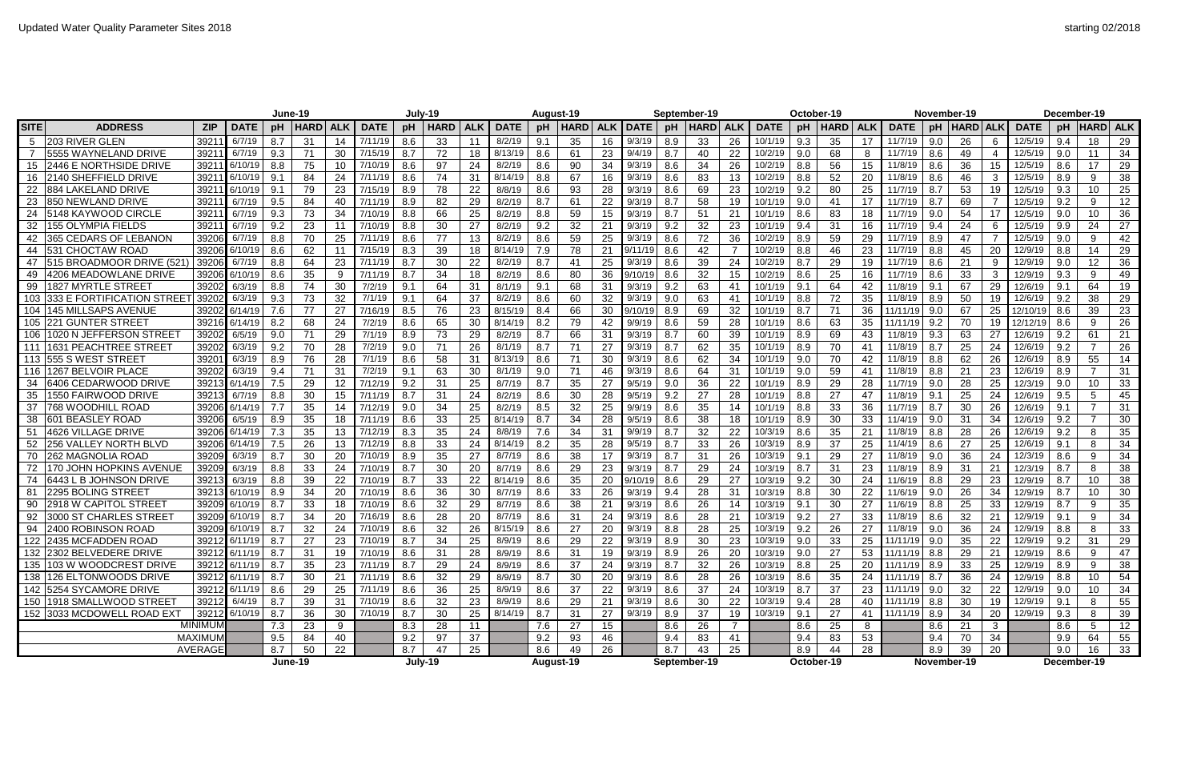Updated Water Quality Parameter Sites 2018

starting 02/2018

| SITE | ADDRESS | ZIP | June-19 | | | | July-19 | | | | August-19 | | | | September-19 | | | | October-19 | | | | November-19 | | | | December-19 | | | |
|---|---|---|---|---|---|---|---|---|---|---|---|---|---|---|---|---|---|---|---|---|---|---|---|---|---|---|---|---|---|---|
| | | | DATE | pH | HARD | ALK | DATE | pH | HARD | ALK | DATE | pH | HARD | ALK | DATE | pH | HARD | ALK | DATE | pH | HARD | ALK | DATE | pH | HARD | ALK | DATE | pH | HARD | ALK |
| 5 | 203 RIVER GLEN | 39211 | 6/7/19 | 8.7 | 31 | 14 | 7/11/19 | 8.6 | 33 | 11 | 8/2/19 | 9.1 | 35 | 16 | 9/3/19 | 8.9 | 33 | 26 | 10/1/19 | 9.3 | 35 | 17 | 11/7/19 | 9.0 | 26 | 6 | 12/5/19 | 9.4 | 18 | 29 |
| 7 | 5555 WAYNELAND DRIVE | 39211 | 6/7/19 | 9.3 | 71 | 30 | 7/15/19 | 8.7 | 72 | 18 | 8/13/19 | 8.6 | 61 | 23 | 9/4/19 | 8.7 | 40 | 22 | 10/2/19 | 9.0 | 68 | 8 | 11/7/19 | 8.6 | 49 | 4 | 12/5/19 | 9.0 | 11 | 34 |
| 15 | 2446 E NORTHSIDE DRIVE | 39211 | 6/10/19 | 8.8 | 75 | 10 | 7/10/19 | 8.6 | 97 | 24 | 8/2/19 | 8.6 | 90 | 34 | 9/3/19 | 8.6 | 34 | 26 | 10/2/19 | 8.8 | 56 | 15 | 11/8/19 | 8.6 | 36 | 15 | 12/5/19 | 8.6 | 17 | 29 |
| 16 | 2140 SHEFFIELD DRIVE | 39211 | 6/10/19 | 9.1 | 84 | 24 | 7/11/19 | 8.6 | 74 | 31 | 8/14/19 | 8.8 | 67 | 16 | 9/3/19 | 8.6 | 83 | 13 | 10/2/19 | 8.8 | 52 | 20 | 11/8/19 | 8.6 | 46 | 3 | 12/5/19 | 8.9 | 9 | 38 |
| 22 | 884 LAKELAND DRIVE | 39211 | 6/10/19 | 9.1 | 79 | 23 | 7/15/19 | 8.9 | 78 | 22 | 8/8/19 | 8.6 | 93 | 28 | 9/3/19 | 8.6 | 69 | 23 | 10/2/19 | 9.2 | 80 | 25 | 11/7/19 | 8.7 | 53 | 19 | 12/5/19 | 9.3 | 10 | 25 |
| 23 | 850 NEWLAND DRIVE | 39211 | 6/7/19 | 9.5 | 84 | 40 | 7/11/19 | 8.9 | 82 | 29 | 8/2/19 | 8.7 | 61 | 22 | 9/3/19 | 8.7 | 58 | 19 | 10/1/19 | 9.0 | 41 | 17 | 11/7/19 | 8.7 | 69 | 7 | 12/5/19 | 9.2 | 9 | 12 |
| 24 | 5148 KAYWOOD CIRCLE | 39211 | 6/7/19 | 9.3 | 73 | 34 | 7/10/19 | 8.8 | 66 | 25 | 8/2/19 | 8.8 | 59 | 15 | 9/3/19 | 8.7 | 51 | 21 | 10/1/19 | 8.6 | 83 | 18 | 11/7/19 | 9.0 | 54 | 17 | 12/5/19 | 9.0 | 10 | 36 |
| 32 | 155 OLYMPIA FIELDS | 39211 | 6/7/19 | 9.2 | 23 | 11 | 7/10/19 | 8.8 | 30 | 27 | 8/2/19 | 9.2 | 32 | 21 | 9/3/19 | 9.2 | 32 | 23 | 10/1/19 | 9.4 | 31 | 16 | 11/7/19 | 9.4 | 24 | 6 | 12/5/19 | 9.9 | 24 | 27 |
| 42 | 365 CEDARS OF LEBANON | 39206 | 6/7/19 | 8.8 | 70 | 25 | 7/11/19 | 8.6 | 77 | 13 | 8/2/19 | 8.6 | 59 | 25 | 9/3/19 | 8.6 | 72 | 36 | 10/2/19 | 8.9 | 59 | 29 | 11/7/19 | 8.9 | 47 | 7 | 12/5/19 | 9.0 | 9 | 42 |
| 44 | 531 CHOCTAW ROAD | 39206 | 6/10/19 | 8.6 | 62 | 11 | 7/15/19 | 8.3 | 39 | 18 | 8/14/19 | 7.9 | 78 | 21 | 9/11/19 | 8.6 | 42 | 7 | 10/2/19 | 8.8 | 46 | 23 | 11/7/19 | 8.8 | 45 | 20 | 12/9/19 | 8.8 | 14 | 29 |
| 47 | 515 BROADMOOR DRIVE (521) | 39206 | 6/7/19 | 8.8 | 64 | 23 | 7/11/19 | 8.7 | 30 | 22 | 8/2/19 | 8.7 | 41 | 25 | 9/3/19 | 8.6 | 39 | 24 | 10/2/19 | 8.7 | 29 | 19 | 11/7/19 | 8.6 | 21 | 9 | 12/9/19 | 9.0 | 12 | 36 |
| 49 | 4206 MEADOWLANE DRIVE | 39206 | 6/10/19 | 8.6 | 35 | 9 | 7/11/19 | 8.7 | 34 | 18 | 8/2/19 | 8.6 | 80 | 36 | 9/10/19 | 8.6 | 32 | 15 | 10/2/19 | 8.6 | 25 | 16 | 11/7/19 | 8.6 | 33 | 3 | 12/9/19 | 9.3 | 9 | 49 |
| 99 | 1827 MYRTLE STREET | 39202 | 6/3/19 | 8.8 | 74 | 30 | 7/2/19 | 9.1 | 64 | 31 | 8/1/19 | 9.1 | 68 | 31 | 9/3/19 | 9.2 | 63 | 41 | 10/1/19 | 9.1 | 64 | 42 | 11/8/19 | 9.1 | 67 | 29 | 12/6/19 | 9.1 | 64 | 19 |
| 103 | 333 E FORTIFICATION STREET | 39202 | 6/3/19 | 9.3 | 73 | 32 | 7/1/19 | 9.1 | 64 | 37 | 8/2/19 | 8.6 | 60 | 32 | 9/3/19 | 9.0 | 63 | 41 | 10/1/19 | 8.8 | 72 | 35 | 11/8/19 | 8.9 | 50 | 19 | 12/6/19 | 9.2 | 38 | 29 |
| 104 | 145 MILLSAPS AVENUE | 39202 | 6/14/19 | 7.6 | 77 | 27 | 7/16/19 | 8.5 | 76 | 23 | 8/15/19 | 8.4 | 66 | 30 | 9/10/19 | 8.9 | 69 | 32 | 10/1/19 | 8.7 | 71 | 36 | 11/11/19 | 9.0 | 67 | 25 | 12/10/19 | 8.6 | 39 | 23 |
| 105 | 221 GUNTER STREET | 39216 | 6/14/19 | 8.2 | 68 | 24 | 7/2/19 | 8.6 | 65 | 30 | 8/14/19 | 8.2 | 79 | 42 | 9/9/19 | 8.6 | 59 | 28 | 10/1/19 | 8.6 | 63 | 35 | 11/11/19 | 9.2 | 70 | 19 | 12/12/19 | 8.6 | 9 | 26 |
| 106 | 1020 N JEFFERSON STREET | 39202 | 6/5/19 | 9.0 | 71 | 29 | 7/1/19 | 8.9 | 73 | 29 | 8/2/19 | 8.7 | 66 | 31 | 9/3/19 | 8.7 | 60 | 39 | 10/1/19 | 8.9 | 69 | 43 | 11/8/19 | 9.3 | 63 | 27 | 12/6/19 | 9.2 | 61 | 21 |
| 111 | 1631 PEACHTREE STREET | 39202 | 6/3/19 | 9.2 | 70 | 28 | 7/2/19 | 9.0 | 71 | 26 | 8/1/19 | 8.7 | 71 | 27 | 9/3/19 | 8.7 | 62 | 35 | 10/1/19 | 8.9 | 70 | 41 | 11/8/19 | 8.7 | 25 | 24 | 12/6/19 | 9.2 | 7 | 26 |
| 113 | 555 S WEST STREET | 39201 | 6/3/19 | 8.9 | 76 | 28 | 7/1/19 | 8.6 | 58 | 31 | 8/13/19 | 8.6 | 71 | 30 | 9/3/19 | 8.6 | 62 | 34 | 10/1/19 | 9.0 | 70 | 42 | 11/8/19 | 8.8 | 62 | 26 | 12/6/19 | 8.9 | 55 | 14 |
| 116 | 1267 BELVOIR PLACE | 39202 | 6/3/19 | 9.4 | 71 | 31 | 7/2/19 | 9.1 | 63 | 30 | 8/1/19 | 9.0 | 71 | 46 | 9/3/19 | 8.6 | 64 | 31 | 10/1/19 | 9.0 | 59 | 41 | 11/8/19 | 8.8 | 21 | 23 | 12/6/19 | 8.9 | 7 | 31 |
| 34 | 6406 CEDARWOOD DRIVE | 39213 | 6/14/19 | 7.5 | 29 | 12 | 7/12/19 | 9.2 | 31 | 25 | 8/7/19 | 8.7 | 35 | 27 | 9/5/19 | 9.0 | 36 | 22 | 10/1/19 | 8.9 | 29 | 28 | 11/7/19 | 9.0 | 28 | 25 | 12/3/19 | 9.0 | 10 | 33 |
| 35 | 1550 FAIRWOOD DRIVE | 39213 | 6/7/19 | 8.8 | 30 | 15 | 7/11/19 | 8.7 | 31 | 24 | 8/2/19 | 8.6 | 30 | 28 | 9/5/19 | 9.2 | 27 | 28 | 10/1/19 | 8.8 | 27 | 47 | 11/8/19 | 9.1 | 25 | 24 | 12/6/19 | 9.5 | 5 | 45 |
| 37 | 768 WOODHILL ROAD | 39206 | 6/14/19 | 7.7 | 35 | 14 | 7/12/19 | 9.0 | 34 | 25 | 8/2/19 | 8.5 | 32 | 25 | 9/9/19 | 8.6 | 35 | 14 | 10/1/19 | 8.8 | 33 | 36 | 11/7/19 | 8.7 | 30 | 26 | 12/6/19 | 9.1 | 7 | 31 |
| 38 | 601 BEASLEY ROAD | 39206 | 6/5/19 | 8.9 | 35 | 18 | 7/11/19 | 8.6 | 33 | 25 | 8/14/19 | 8.7 | 34 | 28 | 9/5/19 | 8.6 | 38 | 18 | 10/1/19 | 8.9 | 30 | 33 | 11/4/19 | 9.0 | 31 | 34 | 12/6/19 | 9.2 | 7 | 30 |
| 51 | 4626 VILLAGE DRIVE | 39206 | 6/14/19 | 7.3 | 35 | 13 | 7/12/19 | 8.3 | 35 | 24 | 8/8/19 | 7.6 | 34 | 31 | 9/9/19 | 8.7 | 32 | 22 | 10/3/19 | 8.6 | 35 | 21 | 11/8/19 | 8.8 | 28 | 26 | 12/6/19 | 9.2 | 8 | 35 |
| 52 | 256 VALLEY NORTH BLVD | 39206 | 6/14/19 | 7.5 | 26 | 13 | 7/12/19 | 8.8 | 33 | 24 | 8/14/19 | 8.2 | 35 | 28 | 9/5/19 | 8.7 | 33 | 26 | 10/3/19 | 8.9 | 37 | 25 | 11/4/19 | 8.6 | 27 | 25 | 12/6/19 | 9.1 | 8 | 34 |
| 70 | 262 MAGNOLIA ROAD | 39209 | 6/3/19 | 8.7 | 30 | 20 | 7/10/19 | 8.9 | 35 | 27 | 8/7/19 | 8.6 | 38 | 17 | 9/3/19 | 8.7 | 31 | 26 | 10/3/19 | 9.1 | 29 | 27 | 11/8/19 | 9.0 | 36 | 24 | 12/3/19 | 8.6 | 9 | 34 |
| 72 | 170 JOHN HOPKINS AVENUE | 39209 | 6/3/19 | 8.8 | 33 | 24 | 7/10/19 | 8.7 | 30 | 20 | 8/7/19 | 8.6 | 29 | 23 | 9/3/19 | 8.7 | 29 | 24 | 10/3/19 | 8.7 | 31 | 23 | 11/8/19 | 8.9 | 31 | 21 | 12/3/19 | 8.7 | 8 | 38 |
| 74 | 6443 L B JOHNSON DRIVE | 39213 | 6/3/19 | 8.8 | 39 | 22 | 7/10/19 | 8.7 | 33 | 22 | 8/14/19 | 8.6 | 35 | 20 | 9/10/19 | 8.6 | 29 | 27 | 10/3/19 | 9.2 | 30 | 24 | 11/6/19 | 8.8 | 29 | 23 | 12/9/19 | 8.7 | 10 | 38 |
| 81 | 2295 BOLING STREET | 39213 | 6/10/19 | 8.9 | 34 | 20 | 7/10/19 | 8.6 | 36 | 30 | 8/7/19 | 8.6 | 33 | 26 | 9/3/19 | 9.4 | 28 | 31 | 10/3/19 | 8.8 | 30 | 22 | 11/6/19 | 9.0 | 26 | 34 | 12/9/19 | 8.7 | 10 | 30 |
| 90 | 2918 W CAPITOL STREET | 39209 | 6/10/19 | 8.7 | 33 | 18 | 7/10/19 | 8.6 | 32 | 29 | 8/7/19 | 8.6 | 38 | 21 | 9/3/19 | 8.6 | 26 | 14 | 10/3/19 | 9.1 | 30 | 27 | 11/6/19 | 8.8 | 25 | 33 | 12/9/19 | 8.7 | 9 | 35 |
| 92 | 3000 ST CHARLES STREET | 39209 | 6/10/19 | 8.7 | 34 | 20 | 7/16/19 | 8.6 | 28 | 20 | 8/7/19 | 8.6 | 31 | 24 | 9/3/19 | 8.6 | 28 | 21 | 10/3/19 | 9.2 | 27 | 33 | 11/8/19 | 8.6 | 32 | 21 | 12/9/19 | 9.1 | 9 | 34 |
| 94 | 2400 ROBINSON ROAD | 39209 | 6/10/19 | 8.7 | 32 | 24 | 7/10/19 | 8.6 | 32 | 26 | 8/15/19 | 8.6 | 27 | 20 | 9/3/19 | 8.8 | 28 | 25 | 10/3/19 | 9.2 | 26 | 27 | 11/8/19 | 9.0 | 36 | 24 | 12/9/19 | 8.8 | 8 | 33 |
| 122 | 2435 MCFADDEN ROAD | 39212 | 6/11/19 | 8.7 | 27 | 23 | 7/10/19 | 8.7 | 34 | 25 | 8/9/19 | 8.6 | 29 | 22 | 9/3/19 | 8.9 | 30 | 23 | 10/3/19 | 9.0 | 33 | 25 | 11/11/19 | 9.0 | 35 | 22 | 12/9/19 | 9.2 | 31 | 29 |
| 132 | 2302 BELVEDERE DRIVE | 39212 | 6/11/19 | 8.7 | 31 | 19 | 7/10/19 | 8.6 | 31 | 28 | 8/9/19 | 8.6 | 31 | 19 | 9/3/19 | 8.9 | 26 | 20 | 10/3/19 | 9.0 | 27 | 53 | 11/11/19 | 8.8 | 29 | 21 | 12/9/19 | 8.6 | 9 | 47 |
| 135 | 103 W WOODCREST DRIVE | 39212 | 6/11/19 | 8.7 | 35 | 23 | 7/11/19 | 8.7 | 29 | 24 | 8/9/19 | 8.6 | 37 | 24 | 9/3/19 | 8.7 | 32 | 26 | 10/3/19 | 8.8 | 25 | 20 | 11/11/19 | 8.9 | 33 | 25 | 12/9/19 | 8.9 | 9 | 38 |
| 138 | 126 ELTONWOODS DRIVE | 39212 | 6/11/19 | 8.7 | 30 | 21 | 7/11/19 | 8.6 | 32 | 29 | 8/9/19 | 8.7 | 30 | 20 | 9/3/19 | 8.6 | 28 | 26 | 10/3/19 | 8.6 | 35 | 24 | 11/11/19 | 8.7 | 36 | 24 | 12/9/19 | 8.8 | 10 | 54 |
| 142 | 5254 SYCAMORE DRIVE | 39212 | 6/11/19 | 8.6 | 29 | 25 | 7/11/19 | 8.6 | 36 | 25 | 8/9/19 | 8.6 | 37 | 22 | 9/3/19 | 8.6 | 37 | 24 | 10/3/19 | 8.7 | 37 | 23 | 11/11/19 | 9.0 | 32 | 22 | 12/9/19 | 9.0 | 10 | 34 |
| 150 | 1918 SMALLWOOD STREET | 39212 | 6/4/19 | 8.7 | 39 | 31 | 7/10/19 | 8.6 | 32 | 23 | 8/9/19 | 8.6 | 29 | 21 | 9/3/19 | 8.6 | 30 | 22 | 10/3/19 | 9.4 | 28 | 40 | 11/11/19 | 8.8 | 30 | 19 | 12/9/19 | 9.1 | 8 | 55 |
| 152 | 3033 MCDOWELL ROAD EXT | 39212 | 6/10/19 | 8.7 | 36 | 30 | 7/10/19 | 8.7 | 30 | 25 | 8/14/19 | 8.7 | 31 | 27 | 9/3/19 | 8.9 | 37 | 19 | 10/3/19 | 9.1 | 27 | 41 | 11/11/19 | 8.9 | 34 | 20 | 12/9/19 | 9.3 | 8 | 39 |
| | | MINIMUM | | 7.3 | 23 | 9 | | 8.3 | 28 | 11 | | 7.6 | 27 | 15 | | 8.6 | 26 | 7 | | 8.6 | 25 | 8 | | 8.6 | 21 | 3 | | 8.6 | 5 | 12 |
| | | MAXIMUM | | 9.5 | 84 | 40 | | 9.2 | 97 | 37 | | 9.2 | 93 | 46 | | 9.4 | 83 | 41 | | 9.4 | 83 | 53 | | 9.4 | 70 | 34 | | 9.9 | 64 | 55 |
| | | AVERAGE | | 8.7 | 50 | 22 | | 8.7 | 47 | 25 | | 8.6 | 49 | 26 | | 8.7 | 43 | 25 | | 8.9 | 44 | 28 | | 8.9 | 39 | 20 | | 9.0 | 16 | 33 |
| | | | June-19 | | | | July-19 | | | | August-19 | | | | September-19 | | | | October-19 | | | | November-19 | | | | December-19 | | | |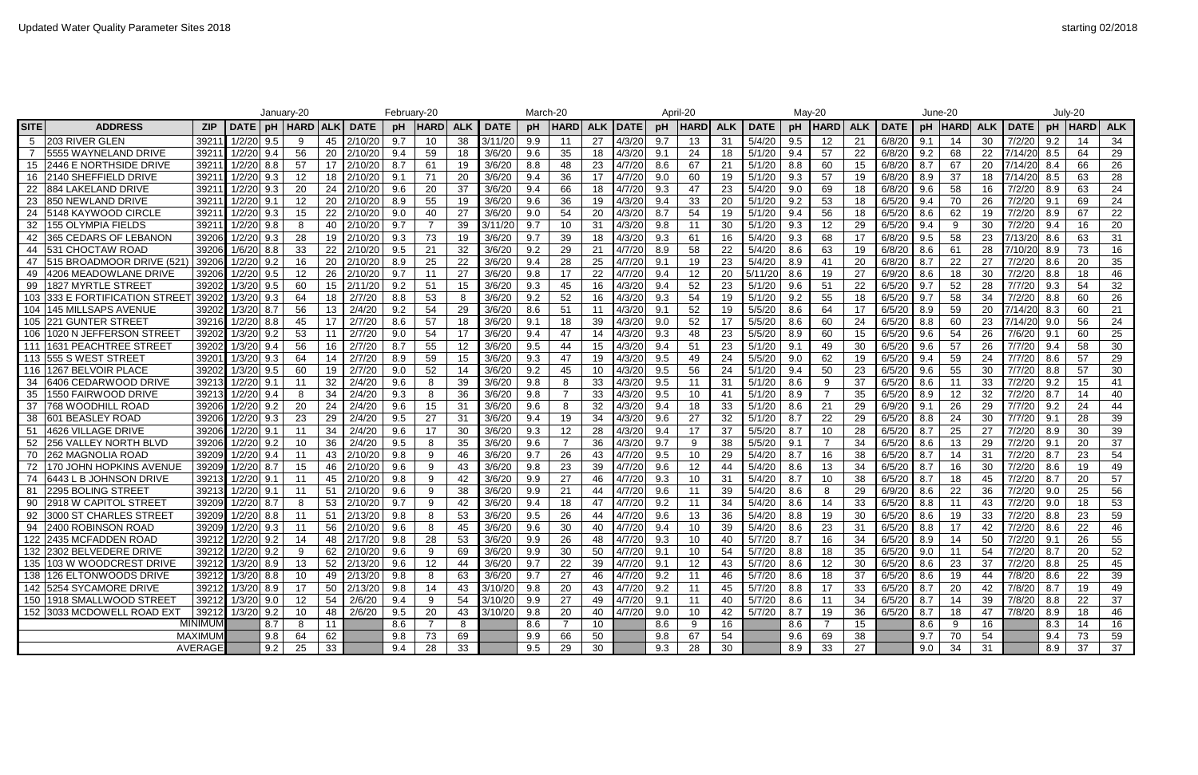Updated Water Quality Parameter Sites 2018

starting 02/2018

| | | | January-20 | | | | February-20 | | | | March-20 | | | | April-20 | | | | May-20 | | | | June-20 | | | | July-20 | | | |
|---|---|---|---|---|---|---|---|---|---|---|---|---|---|---|---|---|---|---|---|---|---|---|---|---|---|---|---|---|---|---|
| SITE | ADDRESS | ZIP | DATE | pH | HARD | ALK | DATE | pH | HARD | ALK | DATE | pH | HARD | ALK | DATE | pH | HARD | ALK | DATE | pH | HARD | ALK | DATE | pH | HARD | ALK | DATE | pH | HARD | ALK |
| 5 | 203 RIVER GLEN | 39211 | 1/2/20 | 9.5 | 9 | 45 | 2/10/20 | 9.7 | 10 | 38 | 3/11/20 | 9.9 | 11 | 27 | 4/3/20 | 9.7 | 13 | 31 | 5/4/20 | 9.5 | 12 | 21 | 6/8/20 | 9.1 | 14 | 30 | 7/2/20 | 9.2 | 14 | 34 |
| 7 | 5555 WAYNELAND DRIVE | 39211 | 1/2/20 | 9.4 | 56 | 20 | 2/10/20 | 9.4 | 59 | 18 | 3/6/20 | 9.6 | 35 | 18 | 4/3/20 | 9.1 | 24 | 18 | 5/1/20 | 9.4 | 57 | 22 | 6/8/20 | 9.2 | 68 | 22 | 7/14/20 | 8.5 | 64 | 29 |
| 15 | 2446 E NORTHSIDE DRIVE | 39211 | 1/2/20 | 8.8 | 57 | 17 | 2/10/20 | 8.7 | 61 | 19 | 3/6/20 | 8.8 | 48 | 23 | 4/7/20 | 8.6 | 67 | 21 | 5/1/20 | 8.8 | 60 | 15 | 6/8/20 | 8.7 | 67 | 20 | 7/14/20 | 8.4 | 66 | 26 |
| 16 | 2140 SHEFFIELD DRIVE | 39211 | 1/2/20 | 9.3 | 12 | 18 | 2/10/20 | 9.1 | 71 | 20 | 3/6/20 | 9.4 | 36 | 17 | 4/7/20 | 9.0 | 60 | 19 | 5/1/20 | 9.3 | 57 | 19 | 6/8/20 | 8.9 | 37 | 18 | 7/14/20 | 8.5 | 63 | 28 |
| 22 | 884 LAKELAND DRIVE | 39211 | 1/2/20 | 9.3 | 20 | 24 | 2/10/20 | 9.6 | 20 | 37 | 3/6/20 | 9.4 | 66 | 18 | 4/7/20 | 9.3 | 47 | 23 | 5/4/20 | 9.0 | 69 | 18 | 6/8/20 | 9.6 | 58 | 16 | 7/2/20 | 8.9 | 63 | 24 |
| 23 | 850 NEWLAND DRIVE | 39211 | 1/2/20 | 9.1 | 12 | 20 | 2/10/20 | 8.9 | 55 | 19 | 3/6/20 | 9.6 | 36 | 19 | 4/3/20 | 9.4 | 33 | 20 | 5/1/20 | 9.2 | 53 | 18 | 6/5/20 | 9.4 | 70 | 26 | 7/2/20 | 9.1 | 69 | 24 |
| 24 | 5148 KAYWOOD CIRCLE | 39211 | 1/2/20 | 9.3 | 15 | 22 | 2/10/20 | 9.0 | 40 | 27 | 3/6/20 | 9.0 | 54 | 20 | 4/3/20 | 8.7 | 54 | 19 | 5/1/20 | 9.4 | 56 | 18 | 6/5/20 | 8.6 | 62 | 19 | 7/2/20 | 8.9 | 67 | 22 |
| 32 | 155 OLYMPIA FIELDS | 39211 | 1/2/20 | 9.8 | 8 | 40 | 2/10/20 | 9.7 | 7 | 39 | 3/11/20 | 9.7 | 10 | 31 | 4/3/20 | 9.8 | 11 | 30 | 5/1/20 | 9.3 | 12 | 29 | 6/5/20 | 9.4 | 9 | 30 | 7/2/20 | 9.4 | 16 | 20 |
| 42 | 365 CEDARS OF LEBANON | 39206 | 1/2/20 | 9.3 | 28 | 19 | 2/10/20 | 9.3 | 73 | 19 | 3/6/20 | 9.7 | 39 | 18 | 4/3/20 | 9.3 | 61 | 16 | 5/4/20 | 9.3 | 68 | 17 | 6/8/20 | 9.5 | 58 | 23 | 7/13/20 | 8.6 | 63 | 31 |
| 44 | 531 CHOCTAW ROAD | 39206 | 1/6/20 | 8.8 | 33 | 22 | 2/10/20 | 9.5 | 21 | 32 | 3/6/20 | 9.2 | 29 | 21 | 4/7/20 | 8.9 | 58 | 22 | 5/4/20 | 8.6 | 63 | 19 | 6/8/20 | 8.6 | 61 | 28 | 7/10/20 | 8.9 | 73 | 16 |
| 47 | 515 BROADMOOR DRIVE (521) | 39206 | 1/2/20 | 9.2 | 16 | 20 | 2/10/20 | 8.9 | 25 | 22 | 3/6/20 | 9.4 | 28 | 25 | 4/7/20 | 9.1 | 19 | 23 | 5/4/20 | 8.9 | 41 | 20 | 6/8/20 | 8.7 | 22 | 27 | 7/2/20 | 8.6 | 20 | 35 |
| 49 | 4206 MEADOWLANE DRIVE | 39206 | 1/2/20 | 9.5 | 12 | 26 | 2/10/20 | 9.7 | 11 | 27 | 3/6/20 | 9.8 | 17 | 22 | 4/7/20 | 9.4 | 12 | 20 | 5/11/20 | 8.6 | 19 | 27 | 6/9/20 | 8.6 | 18 | 30 | 7/2/20 | 8.8 | 18 | 46 |
| 99 | 1827 MYRTLE STREET | 39202 | 1/3/20 | 9.5 | 60 | 15 | 2/11/20 | 9.2 | 51 | 15 | 3/6/20 | 9.3 | 45 | 16 | 4/3/20 | 9.4 | 52 | 23 | 5/1/20 | 9.6 | 51 | 22 | 6/5/20 | 9.7 | 52 | 28 | 7/7/20 | 9.3 | 54 | 32 |
| 103 | 333 E FORTIFICATION STREET | 39202 | 1/3/20 | 9.3 | 64 | 18 | 2/7/20 | 8.8 | 53 | 8 | 3/6/20 | 9.2 | 52 | 16 | 4/3/20 | 9.3 | 54 | 19 | 5/1/20 | 9.2 | 55 | 18 | 6/5/20 | 9.7 | 58 | 34 | 7/2/20 | 8.8 | 60 | 26 |
| 104 | 145 MILLSAPS AVENUE | 39202 | 1/3/20 | 8.7 | 56 | 13 | 2/4/20 | 9.2 | 54 | 29 | 3/6/20 | 8.6 | 51 | 11 | 4/3/20 | 9.1 | 52 | 19 | 5/5/20 | 8.6 | 64 | 17 | 6/5/20 | 8.9 | 59 | 20 | 7/14/20 | 8.3 | 60 | 21 |
| 105 | 221 GUNTER STREET | 39216 | 1/2/20 | 8.8 | 45 | 17 | 2/7/20 | 8.6 | 57 | 18 | 3/6/20 | 9.1 | 18 | 39 | 4/3/20 | 9.0 | 52 | 17 | 5/5/20 | 8.6 | 60 | 24 | 6/5/20 | 8.8 | 60 | 23 | 7/14/20 | 9.0 | 56 | 24 |
| 106 | 1020 N JEFFERSON STREET | 39202 | 1/3/20 | 9.2 | 53 | 11 | 2/7/20 | 9.0 | 54 | 17 | 3/6/20 | 9.4 | 47 | 14 | 4/3/20 | 9.3 | 48 | 23 | 5/5/20 | 8.9 | 60 | 15 | 6/5/20 | 9.6 | 54 | 26 | 7/6/20 | 9.1 | 60 | 25 |
| 111 | 1631 PEACHTREE STREET | 39202 | 1/3/20 | 9.4 | 56 | 16 | 2/7/20 | 8.7 | 55 | 12 | 3/6/20 | 9.5 | 44 | 15 | 4/3/20 | 9.4 | 51 | 23 | 5/1/20 | 9.1 | 49 | 30 | 6/5/20 | 9.6 | 57 | 26 | 7/7/20 | 9.4 | 58 | 30 |
| 113 | 555 S WEST STREET | 39201 | 1/3/20 | 9.3 | 64 | 14 | 2/7/20 | 8.9 | 59 | 15 | 3/6/20 | 9.3 | 47 | 19 | 4/3/20 | 9.5 | 49 | 24 | 5/5/20 | 9.0 | 62 | 19 | 6/5/20 | 9.4 | 59 | 24 | 7/7/20 | 8.6 | 57 | 29 |
| 116 | 1267 BELVOIR PLACE | 39202 | 1/3/20 | 9.5 | 60 | 19 | 2/7/20 | 9.0 | 52 | 14 | 3/6/20 | 9.2 | 45 | 10 | 4/3/20 | 9.5 | 56 | 24 | 5/1/20 | 9.4 | 50 | 23 | 6/5/20 | 9.6 | 55 | 30 | 7/7/20 | 8.8 | 57 | 30 |
| 34 | 6406 CEDARWOOD DRIVE | 39213 | 1/2/20 | 9.1 | 11 | 32 | 2/4/20 | 9.6 | 8 | 39 | 3/6/20 | 9.8 | 8 | 33 | 4/3/20 | 9.5 | 11 | 31 | 5/1/20 | 8.6 | 9 | 37 | 6/5/20 | 8.6 | 11 | 33 | 7/2/20 | 9.2 | 15 | 41 |
| 35 | 1550 FAIRWOOD DRIVE | 39213 | 1/2/20 | 9.4 | 8 | 34 | 2/4/20 | 9.3 | 8 | 36 | 3/6/20 | 9.8 | 7 | 33 | 4/3/20 | 9.5 | 10 | 41 | 5/1/20 | 8.9 | 7 | 35 | 6/5/20 | 8.9 | 12 | 32 | 7/2/20 | 8.7 | 14 | 40 |
| 37 | 768 WOODHILL ROAD | 39206 | 1/2/20 | 9.2 | 20 | 24 | 2/4/20 | 9.6 | 15 | 31 | 3/6/20 | 9.6 | 8 | 32 | 4/3/20 | 9.4 | 18 | 33 | 5/1/20 | 8.6 | 21 | 29 | 6/9/20 | 9.1 | 26 | 29 | 7/7/20 | 9.2 | 24 | 44 |
| 38 | 601 BEASLEY ROAD | 39206 | 1/2/20 | 9.3 | 23 | 29 | 2/4/20 | 9.5 | 27 | 31 | 3/6/20 | 9.4 | 19 | 34 | 4/3/20 | 9.6 | 27 | 32 | 5/1/20 | 8.7 | 22 | 29 | 6/5/20 | 8.8 | 24 | 30 | 7/7/20 | 9.1 | 28 | 39 |
| 51 | 4626 VILLAGE DRIVE | 39206 | 1/2/20 | 9.1 | 11 | 34 | 2/4/20 | 9.6 | 17 | 30 | 3/6/20 | 9.3 | 12 | 28 | 4/3/20 | 9.4 | 17 | 37 | 5/5/20 | 8.7 | 10 | 28 | 6/5/20 | 8.7 | 25 | 27 | 7/2/20 | 8.9 | 30 | 39 |
| 52 | 256 VALLEY NORTH BLVD | 39206 | 1/2/20 | 9.2 | 10 | 36 | 2/4/20 | 9.5 | 8 | 35 | 3/6/20 | 9.6 | 7 | 36 | 4/3/20 | 9.7 | 9 | 38 | 5/5/20 | 9.1 | 7 | 34 | 6/5/20 | 8.6 | 13 | 29 | 7/2/20 | 9.1 | 20 | 37 |
| 70 | 262 MAGNOLIA ROAD | 39209 | 1/2/20 | 9.4 | 11 | 43 | 2/10/20 | 9.8 | 9 | 46 | 3/6/20 | 9.7 | 26 | 43 | 4/7/20 | 9.5 | 10 | 29 | 5/4/20 | 8.7 | 16 | 38 | 6/5/20 | 8.7 | 14 | 31 | 7/2/20 | 8.7 | 23 | 54 |
| 72 | 170 JOHN HOPKINS AVENUE | 39209 | 1/2/20 | 8.7 | 15 | 46 | 2/10/20 | 9.6 | 9 | 43 | 3/6/20 | 9.8 | 23 | 39 | 4/7/20 | 9.6 | 12 | 44 | 5/4/20 | 8.6 | 13 | 34 | 6/5/20 | 8.7 | 16 | 30 | 7/2/20 | 8.6 | 19 | 49 |
| 74 | 6443 L B JOHNSON DRIVE | 39213 | 1/2/20 | 9.1 | 11 | 45 | 2/10/20 | 9.8 | 9 | 42 | 3/6/20 | 9.9 | 27 | 46 | 4/7/20 | 9.3 | 10 | 31 | 5/4/20 | 8.7 | 10 | 38 | 6/5/20 | 8.7 | 18 | 45 | 7/2/20 | 8.7 | 20 | 57 |
| 81 | 2295 BOLING STREET | 39213 | 1/2/20 | 9.1 | 11 | 51 | 2/10/20 | 9.6 | 9 | 38 | 3/6/20 | 9.9 | 21 | 44 | 4/7/20 | 9.6 | 11 | 39 | 5/4/20 | 8.6 | 8 | 29 | 6/9/20 | 8.6 | 22 | 36 | 7/2/20 | 9.0 | 25 | 56 |
| 90 | 2918 W CAPITOL STREET | 39209 | 1/2/20 | 8.7 | 8 | 53 | 2/10/20 | 9.7 | 9 | 42 | 3/6/20 | 9.4 | 18 | 47 | 4/7/20 | 9.2 | 11 | 34 | 5/4/20 | 8.6 | 14 | 33 | 6/5/20 | 8.8 | 11 | 43 | 7/2/20 | 9.0 | 18 | 53 |
| 92 | 3000 ST CHARLES STREET | 39209 | 1/2/20 | 8.8 | 11 | 51 | 2/13/20 | 9.8 | 8 | 53 | 3/6/20 | 9.5 | 26 | 44 | 4/7/20 | 9.6 | 13 | 36 | 5/4/20 | 8.8 | 19 | 30 | 6/5/20 | 8.6 | 19 | 33 | 7/2/20 | 8.8 | 23 | 59 |
| 94 | 2400 ROBINSON ROAD | 39209 | 1/2/20 | 9.3 | 11 | 56 | 2/10/20 | 9.6 | 8 | 45 | 3/6/20 | 9.6 | 30 | 40 | 4/7/20 | 9.4 | 10 | 39 | 5/4/20 | 8.6 | 23 | 31 | 6/5/20 | 8.8 | 17 | 42 | 7/2/20 | 8.6 | 22 | 46 |
| 122 | 2435 MCFADDEN ROAD | 39212 | 1/2/20 | 9.2 | 14 | 48 | 2/17/20 | 9.8 | 28 | 53 | 3/6/20 | 9.9 | 26 | 48 | 4/7/20 | 9.3 | 10 | 40 | 5/7/20 | 8.7 | 16 | 34 | 6/5/20 | 8.9 | 14 | 50 | 7/2/20 | 9.1 | 26 | 55 |
| 132 | 2302 BELVEDERE DRIVE | 39212 | 1/2/20 | 9.2 | 9 | 62 | 2/10/20 | 9.6 | 9 | 69 | 3/6/20 | 9.9 | 30 | 50 | 4/7/20 | 9.1 | 10 | 54 | 5/7/20 | 8.8 | 18 | 35 | 6/5/20 | 9.0 | 11 | 54 | 7/2/20 | 8.7 | 20 | 52 |
| 135 | 103 W WOODCREST DRIVE | 39212 | 1/3/20 | 8.9 | 13 | 52 | 2/13/20 | 9.6 | 12 | 44 | 3/6/20 | 9.7 | 22 | 39 | 4/7/20 | 9.1 | 12 | 43 | 5/7/20 | 8.6 | 12 | 30 | 6/5/20 | 8.6 | 23 | 37 | 7/2/20 | 8.8 | 25 | 45 |
| 138 | 126 ELTONWOODS DRIVE | 39212 | 1/3/20 | 8.8 | 10 | 49 | 2/13/20 | 9.8 | 8 | 63 | 3/6/20 | 9.7 | 27 | 46 | 4/7/20 | 9.2 | 11 | 46 | 5/7/20 | 8.6 | 18 | 37 | 6/5/20 | 8.6 | 19 | 44 | 7/8/20 | 8.6 | 22 | 39 |
| 142 | 5254 SYCAMORE DRIVE | 39212 | 1/3/20 | 8.9 | 17 | 50 | 2/13/20 | 9.8 | 14 | 43 | 3/10/20 | 9.8 | 20 | 43 | 4/7/20 | 9.2 | 11 | 45 | 5/7/20 | 8.8 | 17 | 33 | 6/5/20 | 8.7 | 20 | 42 | 7/8/20 | 8.7 | 19 | 49 |
| 150 | 1918 SMALLWOOD STREET | 39212 | 1/3/20 | 9.0 | 12 | 54 | 2/6/20 | 9.4 | 9 | 54 | 3/10/20 | 9.9 | 27 | 49 | 4/7/20 | 9.1 | 11 | 40 | 5/7/20 | 8.6 | 11 | 34 | 6/5/20 | 8.7 | 14 | 39 | 7/8/20 | 8.8 | 22 | 37 |
| 152 | 3033 MCDOWELL ROAD EXT | 39212 | 1/3/20 | 9.2 | 10 | 48 | 2/6/20 | 9.5 | 20 | 43 | 3/10/20 | 9.8 | 20 | 40 | 4/7/20 | 9.0 | 10 | 42 | 5/7/20 | 8.7 | 19 | 36 | 6/5/20 | 8.7 | 18 | 47 | 7/8/20 | 8.9 | 18 | 46 |
| | | MINIMUM | | 8.7 | 8 | 11 | | 8.6 | 7 | 8 | | 8.6 | 7 | 10 | | 8.6 | 9 | 16 | | 8.6 | 7 | 15 | | 8.6 | 9 | 16 | | 8.3 | 14 | 16 |
| | | MAXIMUM | | 9.8 | 64 | 62 | | 9.8 | 73 | 69 | | 9.9 | 66 | 50 | | 9.8 | 67 | 54 | | 9.6 | 69 | 38 | | 9.7 | 70 | 54 | | 9.4 | 73 | 59 |
| | | AVERAGE | | 9.2 | 25 | 33 | | 9.4 | 28 | 33 | | 9.5 | 29 | 30 | | 9.3 | 28 | 30 | | 8.9 | 33 | 27 | | 9.0 | 34 | 31 | | 8.9 | 37 | 37 |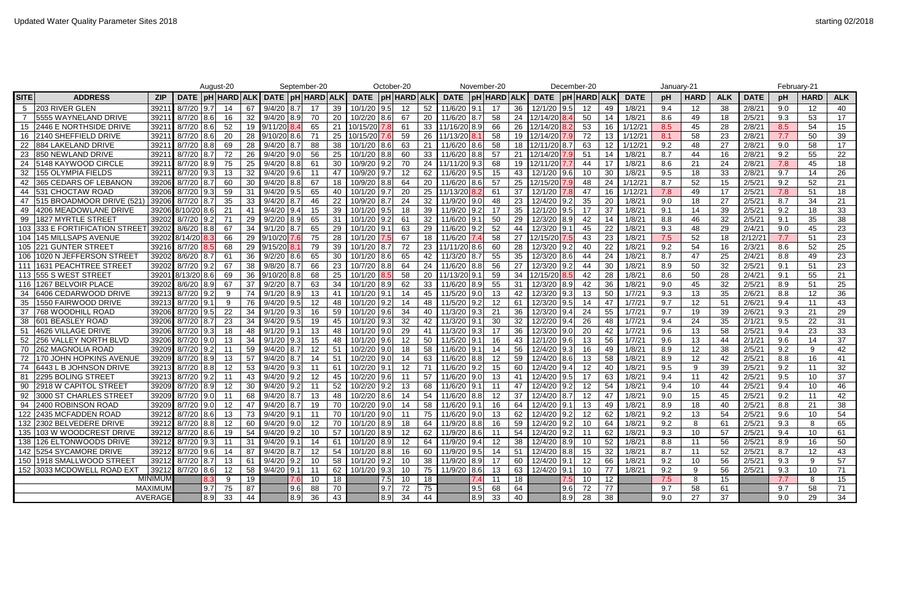Updated Water Quality Parameter Sites 2018

starting 02/2018

| | | | August-20 | | | | September-20 | | | | October-20 | | | | November-20 | | | | December-20 | | | | January-21 | | | | February-21 | | | |
|---|---|---|---|---|---|---|---|---|---|---|---|---|---|---|---|---|---|---|---|---|---|---|---|---|---|---|---|---|---|---|
| SITE | ADDRESS | ZIP | DATE | pH | HARD | ALK | DATE | pH | HARD | ALK | DATE | pH | HARD | ALK | DATE | pH | HARD | ALK | DATE | pH | HARD | ALK | DATE | pH | HARD | ALK | DATE | pH | HARD | ALK |
| 5 | 203 RIVER GLEN | 39211 | 8/7/20 | 9.7 | 14 | 67 | 9/4/20 | 8.7 | 17 | 39 | 10/1/20 | 9.5 | 12 | 52 | 11/6/20 | 9.1 | 17 | 36 | 12/1/20 | 9.5 | 12 | 49 | 1/8/21 | 9.4 | 12 | 38 | 2/8/21 | 9.0 | 12 | 40 |
| 7 | 5555 WAYNELAND DRIVE | 39211 | 8/7/20 | 8.6 | 16 | 32 | 9/4/20 | 8.9 | 70 | 20 | 10/2/20 | 8.6 | 67 | 20 | 11/6/20 | 8.7 | 58 | 24 | 12/14/20 | 8.4 | 50 | 14 | 1/8/21 | 8.6 | 49 | 18 | 2/5/21 | 9.3 | 53 | 17 |
| 15 | 2446 E NORTHSIDE DRIVE | 39211 | 8/7/20 | 8.6 | 52 | 19 | 9/11/20 | 8.4 | 65 | 21 | 10/15/20 | 7.8 | 61 | 33 | 11/16/20 | 8.9 | 66 | 26 | 12/14/20 | 8.2 | 53 | 16 | 1/12/21 | 8.5 | 45 | 28 | 2/8/21 | 8.5 | 54 | 15 |
| 16 | 2140 SHEFFIELD DRIVE | 39211 | 8/7/20 | 8.6 | 20 | 28 | 9/10/20 | 8.6 | 71 | 25 | 10/15/20 | 7.6 | 59 | 26 | 11/13/20 | 8.1 | 58 | 19 | 12/14/20 | 7.9 | 72 | 13 | 1/12/21 | 8.1 | 58 | 23 | 2/8/21 | 7.7 | 50 | 39 |
| 22 | 884 LAKELAND DRIVE | 39211 | 8/7/20 | 8.8 | 69 | 28 | 9/4/20 | 8.7 | 88 | 38 | 10/1/20 | 8.6 | 63 | 21 | 11/6/20 | 8.6 | 58 | 18 | 12/11/20 | 8.7 | 63 | 12 | 1/12/21 | 9.2 | 48 | 27 | 2/8/21 | 9.0 | 58 | 17 |
| 23 | 850 NEWLAND DRIVE | 39211 | 8/7/20 | 8.7 | 72 | 26 | 9/4/20 | 9.0 | 56 | 25 | 10/1/20 | 8.8 | 60 | 33 | 11/6/20 | 8.8 | 57 | 21 | 12/14/20 | 7.9 | 51 | 14 | 1/8/21 | 8.7 | 44 | 16 | 2/8/21 | 9.2 | 55 | 22 |
| 24 | 5148 KAYWOOD CIRCLE | 39211 | 8/7/20 | 8.9 | 75 | 25 | 9/4/20 | 8.8 | 61 | 30 | 10/9/20 | 9.2 | 70 | 24 | 11/11/20 | 9.3 | 68 | 19 | 12/11/20 | 7.7 | 44 | 17 | 1/8/21 | 8.6 | 21 | 24 | 2/8/21 | 7.8 | 45 | 18 |
| 32 | 155 OLYMPIA FIELDS | 39211 | 8/7/20 | 9.3 | 13 | 32 | 9/4/20 | 9.6 | 11 | 47 | 10/9/20 | 9.7 | 12 | 62 | 11/6/20 | 9.5 | 15 | 43 | 12/1/20 | 9.6 | 10 | 30 | 1/8/21 | 9.5 | 18 | 33 | 2/8/21 | 9.7 | 14 | 26 |
| 42 | 365 CEDARS OF LEBANON | 39206 | 8/7/20 | 8.7 | 60 | 30 | 9/4/20 | 8.8 | 67 | 18 | 10/9/20 | 8.8 | 64 | 20 | 11/6/20 | 8.6 | 57 | 25 | 12/15/20 | 7.9 | 48 | 24 | 1/12/21 | 8.7 | 52 | 15 | 2/5/21 | 9.2 | 52 | 21 |
| 44 | 531 CHOCTAW ROAD | 39206 | 8/7/20 | 9.3 | 59 | 31 | 9/4/20 | 9.5 | 65 | 40 | 10/1/20 | 9.7 | 20 | 25 | 11/13/20 | 8.2 | 61 | 37 | 12/1/20 | 7.8 | 47 | 16 | 1/12/21 | 7.8 | 49 | 17 | 2/5/21 | 7.8 | 51 | 18 |
| 47 | 515 BROADMOOR DRIVE (521) | 39206 | 8/7/20 | 8.7 | 35 | 33 | 9/4/20 | 8.7 | 46 | 22 | 10/9/20 | 8.7 | 24 | 32 | 11/9/20 | 9.0 | 48 | 23 | 12/4/20 | 9.2 | 35 | 20 | 1/8/21 | 9.0 | 18 | 27 | 2/5/21 | 8.7 | 34 | 21 |
| 49 | 4206 MEADOWLANE DRIVE | 39206 | 8/10/20 | 8.6 | 21 | 41 | 9/4/20 | 9.4 | 15 | 39 | 10/1/20 | 9.5 | 18 | 39 | 11/9/20 | 9.2 | 17 | 35 | 12/1/20 | 9.5 | 17 | 37 | 1/8/21 | 9.1 | 14 | 39 | 2/5/21 | 9.2 | 18 | 33 |
| 99 | 1827 MYRTLE STREET | 39202 | 8/7/20 | 9.2 | 71 | 29 | 9/2/20 | 8.9 | 65 | 31 | 10/1/20 | 9.2 | 61 | 32 | 11/6/20 | 9.1 | 50 | 29 | 12/3/20 | 8.9 | 42 | 14 | 1/8/21 | 8.8 | 46 | 32 | 2/5/21 | 9.1 | 35 | 38 |
| 103 | 333 E FORTIFICATION STREET | 39202 | 8/6/20 | 8.8 | 67 | 34 | 9/1/20 | 8.7 | 65 | 29 | 10/1/20 | 9.1 | 63 | 29 | 11/6/20 | 9.2 | 52 | 44 | 12/3/20 | 9.1 | 45 | 22 | 1/8/21 | 9.3 | 48 | 29 | 2/4/21 | 9.0 | 45 | 23 |
| 104 | 145 MILLSAPS AVENUE | 39202 | 8/14/20 | 8.3 | 66 | 29 | 9/10/20 | 7.6 | 75 | 28 | 10/1/20 | 7.5 | 67 | 18 | 11/6/20 | 7.4 | 58 | 27 | 12/15/20 | 7.5 | 43 | 23 | 1/8/21 | 7.5 | 52 | 18 | 2/12/21 | 7.7 | 51 | 23 |
| 105 | 221 GUNTER STREET | 39216 | 8/7/20 | 8.5 | 68 | 29 | 9/15/20 | 8.1 | 79 | 39 | 10/1/20 | 8.7 | 72 | 23 | 11/11/20 | 8.6 | 60 | 28 | 12/3/20 | 9.2 | 40 | 22 | 1/8/21 | 9.2 | 54 | 16 | 2/3/21 | 8.6 | 52 | 25 |
| 106 | 1020 N JEFFERSON STREET | 39202 | 8/6/20 | 8.7 | 61 | 36 | 9/2/20 | 8.6 | 65 | 30 | 10/1/20 | 8.6 | 65 | 42 | 11/3/20 | 8.7 | 55 | 35 | 12/3/20 | 8.6 | 44 | 24 | 1/8/21 | 8.7 | 47 | 25 | 2/4/21 | 8.8 | 49 | 23 |
| 111 | 1631 PEACHTREE STREET | 39202 | 8/7/20 | 9.2 | 67 | 38 | 9/8/20 | 8.7 | 66 | 23 | 10/7/20 | 8.8 | 64 | 24 | 11/6/20 | 8.8 | 56 | 27 | 12/3/20 | 9.2 | 44 | 30 | 1/8/21 | 8.9 | 50 | 32 | 2/5/21 | 9.1 | 51 | 23 |
| 113 | 555 S WEST STREET | 39201 | 8/13/20 | 8.6 | 69 | 36 | 9/10/20 | 8.8 | 68 | 25 | 10/1/20 | 8.5 | 58 | 20 | 11/13/20 | 9.1 | 59 | 34 | 12/15/20 | 8.5 | 42 | 28 | 1/8/21 | 8.6 | 50 | 28 | 2/4/21 | 9.1 | 55 | 21 |
| 116 | 1267 BELVOIR PLACE | 39202 | 8/6/20 | 8.9 | 67 | 37 | 9/2/20 | 8.7 | 63 | 34 | 10/1/20 | 8.9 | 62 | 33 | 11/6/20 | 8.9 | 55 | 31 | 12/3/20 | 8.9 | 42 | 36 | 1/8/21 | 9.0 | 45 | 32 | 2/5/21 | 8.9 | 51 | 25 |
| 34 | 6406 CEDARWOOD DRIVE | 39213 | 8/7/20 | 9.2 | 9 | 74 | 9/1/20 | 8.9 | 13 | 41 | 10/1/20 | 9.1 | 14 | 45 | 11/5/20 | 9.0 | 13 | 42 | 12/3/20 | 9.3 | 13 | 50 | 1/7/21 | 9.3 | 13 | 35 | 2/6/21 | 8.8 | 12 | 36 |
| 35 | 1550 FAIRWOOD DRIVE | 39213 | 8/7/20 | 9.1 | 9 | 76 | 9/4/20 | 9.5 | 12 | 48 | 10/1/20 | 9.2 | 14 | 48 | 11/5/20 | 9.2 | 12 | 61 | 12/3/20 | 9.5 | 14 | 47 | 1/7/21 | 9.7 | 12 | 51 | 2/6/21 | 9.4 | 11 | 43 |
| 37 | 768 WOODHILL ROAD | 39206 | 8/7/20 | 9.5 | 22 | 34 | 9/1/20 | 9.3 | 16 | 59 | 10/1/20 | 9.6 | 34 | 40 | 11/3/20 | 9.3 | 21 | 36 | 12/3/20 | 9.4 | 24 | 55 | 1/7/21 | 9.7 | 19 | 39 | 2/6/21 | 9.3 | 21 | 29 |
| 38 | 601 BEASLEY ROAD | 39206 | 8/7/20 | 8.7 | 23 | 34 | 9/4/20 | 9.5 | 19 | 45 | 10/1/20 | 9.3 | 32 | 42 | 11/3/20 | 9.1 | 30 | 32 | 12/2/20 | 9.4 | 26 | 48 | 1/7/21 | 9.4 | 24 | 35 | 2/1/21 | 9.5 | 22 | 31 |
| 51 | 4626 VILLAGE DRIVE | 39206 | 8/7/20 | 9.3 | 18 | 48 | 9/1/20 | 9.1 | 13 | 48 | 10/1/20 | 9.0 | 29 | 41 | 11/3/20 | 9.3 | 17 | 36 | 12/3/20 | 9.0 | 20 | 42 | 1/7/21 | 9.6 | 13 | 58 | 2/5/21 | 9.4 | 23 | 33 |
| 52 | 256 VALLEY NORTH BLVD | 39206 | 8/7/20 | 9.0 | 13 | 34 | 9/1/20 | 9.3 | 15 | 48 | 10/1/20 | 9.6 | 12 | 50 | 11/5/20 | 9.1 | 16 | 43 | 12/1/20 | 9.6 | 13 | 56 | 1/7/21 | 9.6 | 13 | 44 | 2/1/21 | 9.6 | 14 | 37 |
| 70 | 262 MAGNOLIA ROAD | 39209 | 8/7/20 | 9.2 | 11 | 51 | 9/4/20 | 8.7 | 12 | 51 | 10/2/20 | 9.0 | 18 | 58 | 11/6/20 | 9.1 | 14 | 56 | 12/4/20 | 9.3 | 16 | 49 | 1/8/21 | 8.9 | 12 | 38 | 2/5/21 | 9.2 | 9 | 42 |
| 72 | 170 JOHN HOPKINS AVENUE | 39209 | 8/7/20 | 8.9 | 13 | 57 | 9/4/20 | 8.7 | 14 | 51 | 10/2/20 | 9.0 | 14 | 63 | 11/6/20 | 8.8 | 12 | 59 | 12/4/20 | 8.6 | 13 | 58 | 1/8/21 | 8.9 | 12 | 42 | 2/5/21 | 8.8 | 16 | 41 |
| 74 | 6443 L B JOHNSON DRIVE | 39213 | 8/7/20 | 8.8 | 12 | 53 | 9/4/20 | 9.3 | 11 | 61 | 10/2/20 | 9.1 | 12 | 71 | 11/6/20 | 9.2 | 15 | 60 | 12/4/20 | 9.4 | 12 | 40 | 1/8/21 | 9.5 | 9 | 39 | 2/5/21 | 9.2 | 11 | 32 |
| 81 | 2295 BOLING STREET | 39213 | 8/7/20 | 9.2 | 11 | 43 | 9/4/20 | 9.2 | 12 | 45 | 10/2/20 | 9.6 | 11 | 57 | 11/6/20 | 9.0 | 13 | 41 | 12/4/20 | 9.5 | 17 | 63 | 1/8/21 | 9.4 | 11 | 42 | 2/5/21 | 9.5 | 10 | 37 |
| 90 | 2918 W CAPITOL STREET | 39209 | 8/7/20 | 8.9 | 12 | 30 | 9/4/20 | 9.2 | 11 | 52 | 10/2/20 | 9.2 | 13 | 68 | 11/6/20 | 9.1 | 11 | 47 | 12/4/20 | 9.2 | 12 | 54 | 1/8/21 | 9.4 | 10 | 44 | 2/5/21 | 9.4 | 10 | 46 |
| 92 | 3000 ST CHARLES STREET | 39209 | 8/7/20 | 9.0 | 11 | 68 | 9/4/20 | 8.7 | 13 | 48 | 10/2/20 | 8.6 | 14 | 54 | 11/6/20 | 8.8 | 12 | 37 | 12/4/20 | 8.7 | 12 | 47 | 1/8/21 | 9.0 | 15 | 45 | 2/5/21 | 9.2 | 11 | 42 |
| 94 | 2400 ROBINSON ROAD | 39209 | 8/7/20 | 9.0 | 12 | 47 | 9/4/20 | 8.7 | 19 | 70 | 10/2/20 | 9.0 | 14 | 58 | 11/6/20 | 9.1 | 16 | 64 | 12/4/20 | 9.1 | 13 | 49 | 1/8/21 | 8.9 | 18 | 40 | 2/5/21 | 8.8 | 21 | 38 |
| 122 | 2435 MCFADDEN ROAD | 39212 | 8/7/20 | 8.6 | 13 | 73 | 9/4/20 | 9.1 | 11 | 70 | 10/1/20 | 9.0 | 11 | 75 | 11/6/20 | 9.0 | 13 | 62 | 12/4/20 | 9.2 | 12 | 62 | 1/8/21 | 9.2 | 13 | 54 | 2/5/21 | 9.6 | 10 | 54 |
| 132 | 2302 BELVEDERE DRIVE | 39212 | 8/7/20 | 8.8 | 12 | 60 | 9/4/20 | 9.0 | 12 | 70 | 10/1/20 | 8.9 | 18 | 64 | 11/9/20 | 8.8 | 16 | 59 | 12/4/20 | 9.2 | 10 | 64 | 1/8/21 | 9.2 | 8 | 61 | 2/5/21 | 9.3 | 8 | 65 |
| 135 | 103 W WOODCREST DRIVE | 39212 | 8/7/20 | 8.6 | 19 | 54 | 9/4/20 | 9.2 | 10 | 57 | 10/1/20 | 8.9 | 12 | 62 | 11/9/20 | 8.6 | 11 | 54 | 12/4/20 | 9.2 | 11 | 62 | 1/8/21 | 9.3 | 10 | 57 | 2/5/21 | 9.4 | 10 | 61 |
| 138 | 126 ELTONWOODS DRIVE | 39212 | 8/7/20 | 9.3 | 11 | 31 | 9/4/20 | 9.1 | 14 | 61 | 10/1/20 | 8.9 | 12 | 64 | 11/9/20 | 9.4 | 12 | 38 | 12/4/20 | 8.9 | 10 | 52 | 1/8/21 | 8.8 | 11 | 56 | 2/5/21 | 8.9 | 16 | 50 |
| 142 | 5254 SYCAMORE DRIVE | 39212 | 8/7/20 | 9.6 | 14 | 87 | 9/4/20 | 8.7 | 12 | 54 | 10/1/20 | 8.8 | 16 | 60 | 11/9/20 | 9.5 | 14 | 51 | 12/4/20 | 8.8 | 15 | 32 | 1/8/21 | 8.7 | 11 | 52 | 2/5/21 | 8.7 | 12 | 43 |
| 150 | 1918 SMALLWOOD STREET | 39212 | 8/7/20 | 8.7 | 13 | 61 | 9/4/20 | 9.2 | 10 | 58 | 10/1/20 | 9.2 | 10 | 38 | 11/9/20 | 8.9 | 17 | 60 | 12/4/20 | 9.1 | 12 | 66 | 1/8/21 | 9.2 | 10 | 56 | 2/5/21 | 9.3 | 9 | 57 |
| 152 | 3033 MCDOWELL ROAD EXT | 39212 | 8/7/20 | 8.6 | 12 | 58 | 9/4/20 | 9.1 | 11 | 62 | 10/1/20 | 9.3 | 10 | 75 | 11/9/20 | 8.6 | 13 | 63 | 12/4/20 | 9.1 | 10 | 77 | 1/8/21 | 9.2 | 9 | 56 | 2/5/21 | 9.3 | 10 | 71 |
| | | MINIMUM | | 8.3 | 9 | 19 | | 7.6 | 10 | 18 | | 7.5 | 10 | 18 | | 7.4 | 11 | 18 | | 7.5 | 10 | 12 | | 7.5 | 8 | 15 | | 7.7 | 8 | 15 |
| | | MAXIMUM | | 9.7 | 75 | 87 | | 9.6 | 88 | 70 | | 9.7 | 72 | 75 | | 9.5 | 68 | 64 | | 9.6 | 72 | 77 | | 9.7 | 58 | 61 | | 9.7 | 58 | 71 |
| | | AVERAGE | | 8.9 | 33 | 44 | | 8.9 | 36 | 43 | | 8.9 | 34 | 44 | | 8.9 | 33 | 40 | | 8.9 | 28 | 38 | | 9.0 | 27 | 37 | | 9.0 | 29 | 34 |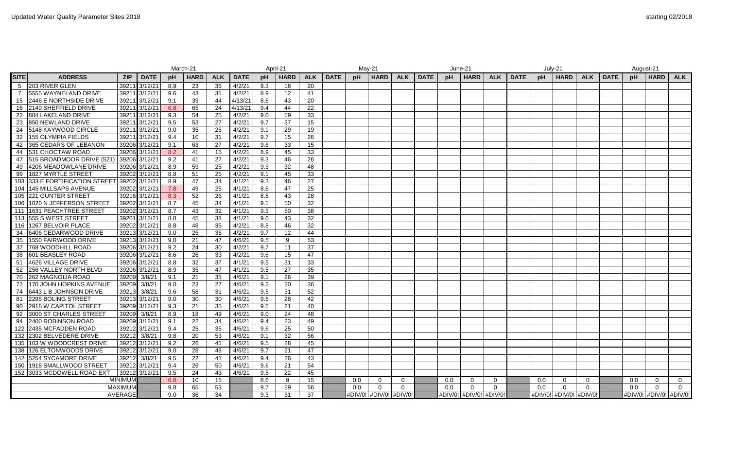Updated Water Quality Parameter Sites 2018

starting 02/2018

| | | | March-21 | | | | April-21 | | | | May-21 | | | | June-21 | | | | July-21 | | | | August-21 | | | |
|---|---|---|---|---|---|---|---|---|---|---|---|---|---|---|---|---|---|---|---|---|---|---|---|---|---|---|
| **SITE** | **ADDRESS** | **ZIP** | **DATE** | **pH** | **HARD** | **ALK** | **DATE** | **pH** | **HARD** | **ALK** | **DATE** | **pH** | **HARD** | **ALK** | **DATE** | **pH** | **HARD** | **ALK** | **DATE** | **pH** | **HARD** | **ALK** | **DATE** | **pH** | **HARD** | **ALK** |
| 5 | 203 RIVER GLEN | 39211 | 3/12/21 | 8.9 | 23 | 36 | 4/2/21 | 9.3 | 18 | 20 | | | | | | | | | | | | | | | | |
| 7 | 5555 WAYNELAND DRIVE | 39211 | 3/12/21 | 9.6 | 43 | 31 | 4/2/21 | 8.9 | 12 | 41 | | | | | | | | | | | | | | | | |
| 15 | 2446 E NORTHSIDE DRIVE | 39211 | 3/12/21 | 9.1 | 39 | 44 | 4/13/21 | 8.6 | 43 | 20 | | | | | | | | | | | | | | | | |
| 16 | 2140 SHEFFIELD DRIVE | 39211 | 3/12/21 | 6.8 | 65 | 24 | 4/13/21 | 9.4 | 44 | 22 | | | | | | | | | | | | | | | | |
| 22 | 884 LAKELAND DRIVE | 39211 | 3/12/21 | 9.3 | 54 | 25 | 4/2/21 | 9.0 | 59 | 33 | | | | | | | | | | | | | | | | |
| 23 | 850 NEWLAND DRIVE | 39211 | 3/12/21 | 9.5 | 53 | 27 | 4/2/21 | 9.7 | 37 | 15 | | | | | | | | | | | | | | | | |
| 24 | 5148 KAYWOOD CIRCLE | 39211 | 3/12/21 | 9.0 | 35 | 25 | 4/2/21 | 9.1 | 29 | 19 | | | | | | | | | | | | | | | | |
| 32 | 155 OLYMPIA FIELDS | 39211 | 3/12/21 | 9.4 | 10 | 31 | 4/2/21 | 9.7 | 15 | 26 | | | | | | | | | | | | | | | | |
| 42 | 365 CEDARS OF LEBANON | 39206 | 3/12/21 | 9.1 | 63 | 27 | 4/2/21 | 9.6 | 33 | 15 | | | | | | | | | | | | | | | | |
| 44 | 531 CHOCTAW ROAD | 39206 | 3/12/21 | 8.2 | 41 | 15 | 4/2/21 | 8.9 | 45 | 33 | | | | | | | | | | | | | | | | |
| 47 | 515 BROADMOOR DRIVE (521) | 39206 | 3/12/21 | 9.2 | 41 | 27 | 4/2/21 | 9.3 | 46 | 26 | | | | | | | | | | | | | | | | |
| 49 | 4206 MEADOWLANE DRIVE | 39206 | 3/12/21 | 8.9 | 59 | 25 | 4/2/21 | 9.3 | 32 | 48 | | | | | | | | | | | | | | | | |
| 99 | 1827 MYRTLE STREET | 39202 | 3/12/21 | 8.8 | 51 | 25 | 4/2/21 | 9.1 | 45 | 33 | | | | | | | | | | | | | | | | |
| 103 | 333 E FORTIFICATION STREET | 39202 | 3/12/21 | 8.9 | 47 | 34 | 4/1/21 | 9.3 | 46 | 27 | | | | | | | | | | | | | | | | |
| 104 | 145 MILLSAPS AVENUE | 39202 | 3/12/21 | 7.8 | 49 | 25 | 4/1/21 | 8.6 | 47 | 25 | | | | | | | | | | | | | | | | |
| 105 | 221 GUNTER STREET | 39216 | 3/12/21 | 8.3 | 52 | 26 | 4/1/21 | 8.8 | 43 | 28 | | | | | | | | | | | | | | | | |
| 106 | 1020 N JEFFERSON STREET | 39202 | 3/12/21 | 8.7 | 45 | 34 | 4/1/21 | 9.1 | 50 | 32 | | | | | | | | | | | | | | | | |
| 111 | 1631 PEACHTREE STREET | 39202 | 3/12/21 | 8.7 | 43 | 32 | 4/1/21 | 9.3 | 50 | 38 | | | | | | | | | | | | | | | | |
| 113 | 555 S WEST STREET | 39201 | 3/12/21 | 8.8 | 45 | 38 | 4/1/21 | 9.0 | 43 | 32 | | | | | | | | | | | | | | | | |
| 116 | 1267 BELVOIR PLACE | 39202 | 3/12/21 | 8.8 | 48 | 35 | 4/2/21 | 8.8 | 46 | 32 | | | | | | | | | | | | | | | | |
| 34 | 6406 CEDARWOOD DRIVE | 39213 | 3/12/21 | 9.0 | 25 | 35 | 4/2/21 | 9.7 | 12 | 44 | | | | | | | | | | | | | | | | |
| 35 | 1550 FAIRWOOD DRIVE | 39213 | 3/12/21 | 9.0 | 21 | 47 | 4/6/21 | 9.5 | 9 | 53 | | | | | | | | | | | | | | | | |
| 37 | 768 WOODHILL ROAD | 39206 | 3/12/21 | 9.2 | 24 | 30 | 4/2/21 | 9.7 | 11 | 37 | | | | | | | | | | | | | | | | |
| 38 | 601 BEASLEY ROAD | 39206 | 3/12/21 | 8.6 | 26 | 33 | 4/2/21 | 9.6 | 15 | 47 | | | | | | | | | | | | | | | | |
| 51 | 4626 VILLAGE DRIVE | 39206 | 3/12/21 | 8.8 | 32 | 37 | 4/1/21 | 9.5 | 31 | 33 | | | | | | | | | | | | | | | | |
| 52 | 256 VALLEY NORTH BLVD | 39206 | 3/12/21 | 8.9 | 35 | 47 | 4/1/21 | 9.5 | 27 | 35 | | | | | | | | | | | | | | | | |
| 70 | 262 MAGNOLIA ROAD | 39209 | 3/8/21 | 9.1 | 21 | 35 | 4/6/21 | 9.1 | 26 | 39 | | | | | | | | | | | | | | | | |
| 72 | 170 JOHN HOPKINS AVENUE | 39209 | 3/8/21 | 9.0 | 23 | 27 | 4/6/21 | 9.2 | 20 | 36 | | | | | | | | | | | | | | | | |
| 74 | 6443 L B JOHNSON DRIVE | 39213 | 3/8/21 | 9.6 | 58 | 31 | 4/6/21 | 9.5 | 31 | 52 | | | | | | | | | | | | | | | | |
| 81 | 2295 BOLING STREET | 39213 | 3/12/21 | 9.0 | 30 | 30 | 4/6/21 | 9.6 | 28 | 42 | | | | | | | | | | | | | | | | |
| 90 | 2918 W CAPITOL STREET | 39209 | 3/12/21 | 9.3 | 21 | 35 | 4/6/21 | 9.5 | 21 | 40 | | | | | | | | | | | | | | | | |
| 92 | 3000 ST CHARLES STREET | 39209 | 3/8/21 | 8.9 | 18 | 49 | 4/6/21 | 9.0 | 24 | 48 | | | | | | | | | | | | | | | | |
| 94 | 2400 ROBINSON ROAD | 39209 | 3/12/21 | 9.1 | 22 | 34 | 4/6/21 | 9.4 | 23 | 49 | | | | | | | | | | | | | | | | |
| 122 | 2435 MCFADDEN ROAD | 39212 | 3/12/21 | 9.4 | 25 | 35 | 4/6/21 | 9.6 | 25 | 50 | | | | | | | | | | | | | | | | |
| 132 | 2302 BELVEDERE DRIVE | 39212 | 3/8/21 | 9.8 | 20 | 53 | 4/6/21 | 9.1 | 32 | 56 | | | | | | | | | | | | | | | | |
| 135 | 103 W WOODCREST DRIVE | 39212 | 3/12/21 | 9.2 | 26 | 41 | 4/6/21 | 9.5 | 28 | 45 | | | | | | | | | | | | | | | | |
| 138 | 126 ELTONWOODS DRIVE | 39212 | 3/12/21 | 9.0 | 28 | 48 | 4/6/21 | 9.7 | 21 | 47 | | | | | | | | | | | | | | | | |
| 142 | 5254 SYCAMORE DRIVE | 39212 | 3/8/21 | 9.5 | 22 | 41 | 4/6/21 | 9.4 | 26 | 43 | | | | | | | | | | | | | | | | |
| 150 | 1918 SMALLWOOD STREET | 39212 | 3/12/21 | 9.4 | 26 | 50 | 4/6/21 | 9.6 | 21 | 54 | | | | | | | | | | | | | | | | |
| 152 | 3033 MCDOWELL ROAD EXT | 39212 | 3/12/21 | 9.5 | 24 | 43 | 4/6/21 | 9.5 | 22 | 45 | | | | | | | | | | | | | | | | |
| | | MINIMUM | | 6.8 | 10 | 15 | | 8.6 | 9 | 15 | | 0.0 | 0 | 0 | | 0.0 | 0 | 0 | | 0.0 | 0 | 0 | | 0.0 | 0 | 0 |
| | | MAXIMUM | | 9.8 | 65 | 53 | | 9.7 | 59 | 56 | | 0.0 | 0 | 0 | | 0.0 | 0 | 0 | | 0.0 | 0 | 0 | | 0.0 | 0 | 0 |
| | | AVERAGE | | 9.0 | 36 | 34 | | 9.3 | 31 | 37 | | #DIV/0! | #DIV/0! | #DIV/0! | | #DIV/0! | #DIV/0! | #DIV/0! | | #DIV/0! | #DIV/0! | #DIV/0! | | #DIV/0! | #DIV/0! | #DIV/0! |